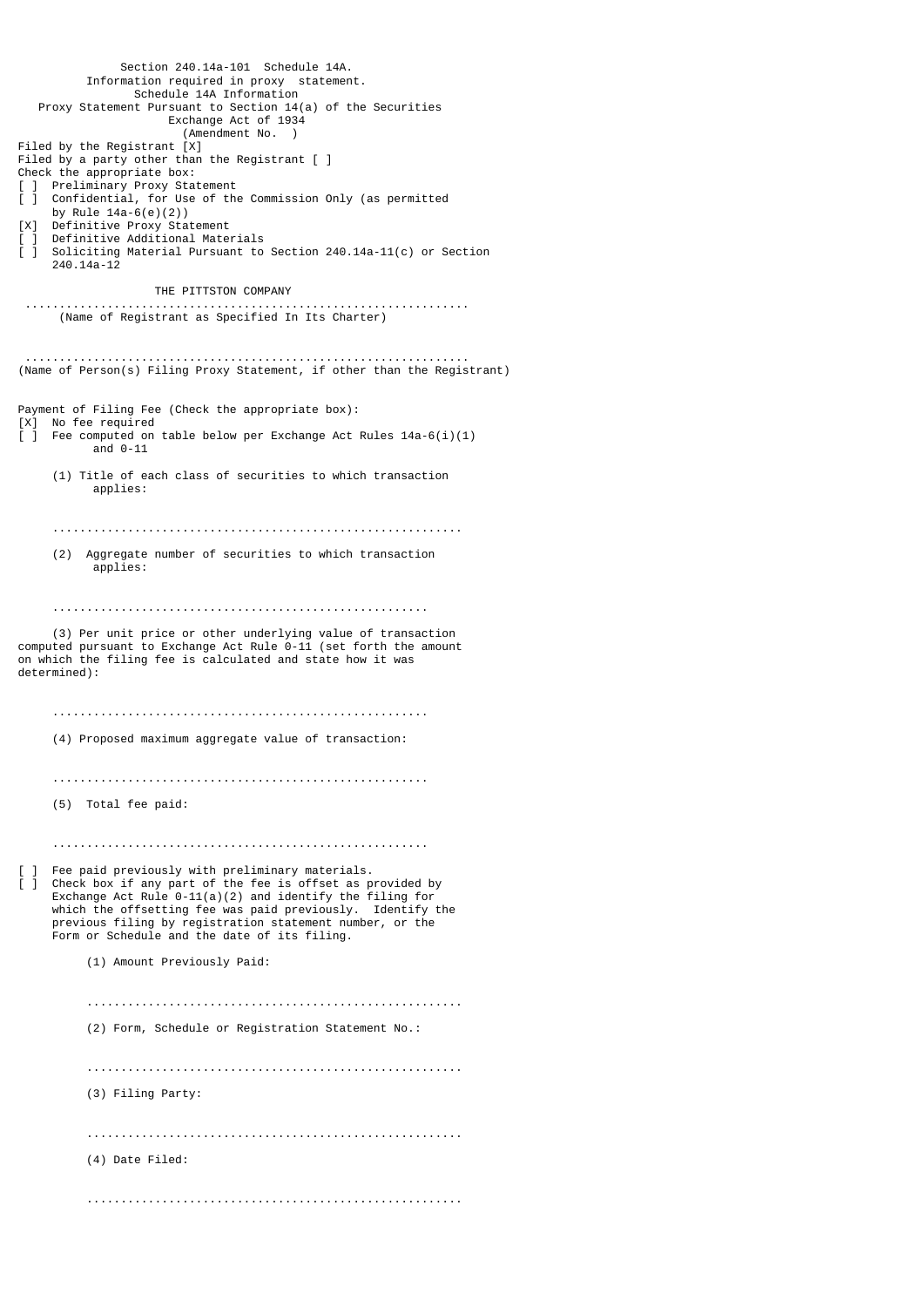Section 240.14a-101 Schedule 14A.
Information required in proxy statement.
Schedule 14A Information
Proxy Statement Pursuant to Section 14(a) of the Securities
Exchange Act of 1934
(Amendment No. )

Filed by the Registrant [X]
Filed by a party other than the Registrant [ ]

Check the appropriate box:

[ ] Preliminary Proxy Statement
[ ] Confidential, for Use of the Commission Only (as permitted by Rule 14a-6(e)(2))
[X] Definitive Proxy Statement
[ ] Definitive Additional Materials
[ ] Soliciting Material Pursuant to Section 240.14a-11(c) or Section 240.14a-12

THE PITTSTON COMPANY
................................................................
(Name of Registrant as Specified In Its Charter)

................................................................
(Name of Person(s) Filing Proxy Statement, if other than the Registrant)

Payment of Filing Fee (Check the appropriate box):

[X] No fee required
[ ] Fee computed on table below per Exchange Act Rules 14a-6(i)(1) and 0-11

(1) Title of each class of securities to which transaction applies:

..........................................................

(2) Aggregate number of securities to which transaction applies:

......................................................

(3) Per unit price or other underlying value of transaction computed pursuant to Exchange Act Rule 0-11 (set forth the amount on which the filing fee is calculated and state how it was determined):

......................................................

(4) Proposed maximum aggregate value of transaction:

......................................................

(5) Total fee paid:

......................................................

[ ] Fee paid previously with preliminary materials.
[ ] Check box if any part of the fee is offset as provided by Exchange Act Rule 0-11(a)(2) and identify the filing for which the offsetting fee was paid previously. Identify the previous filing by registration statement number, or the Form or Schedule and the date of its filing.

(1) Amount Previously Paid:

......................................................

(2) Form, Schedule or Registration Statement No.:

......................................................

(3) Filing Party:

......................................................

(4) Date Filed:

......................................................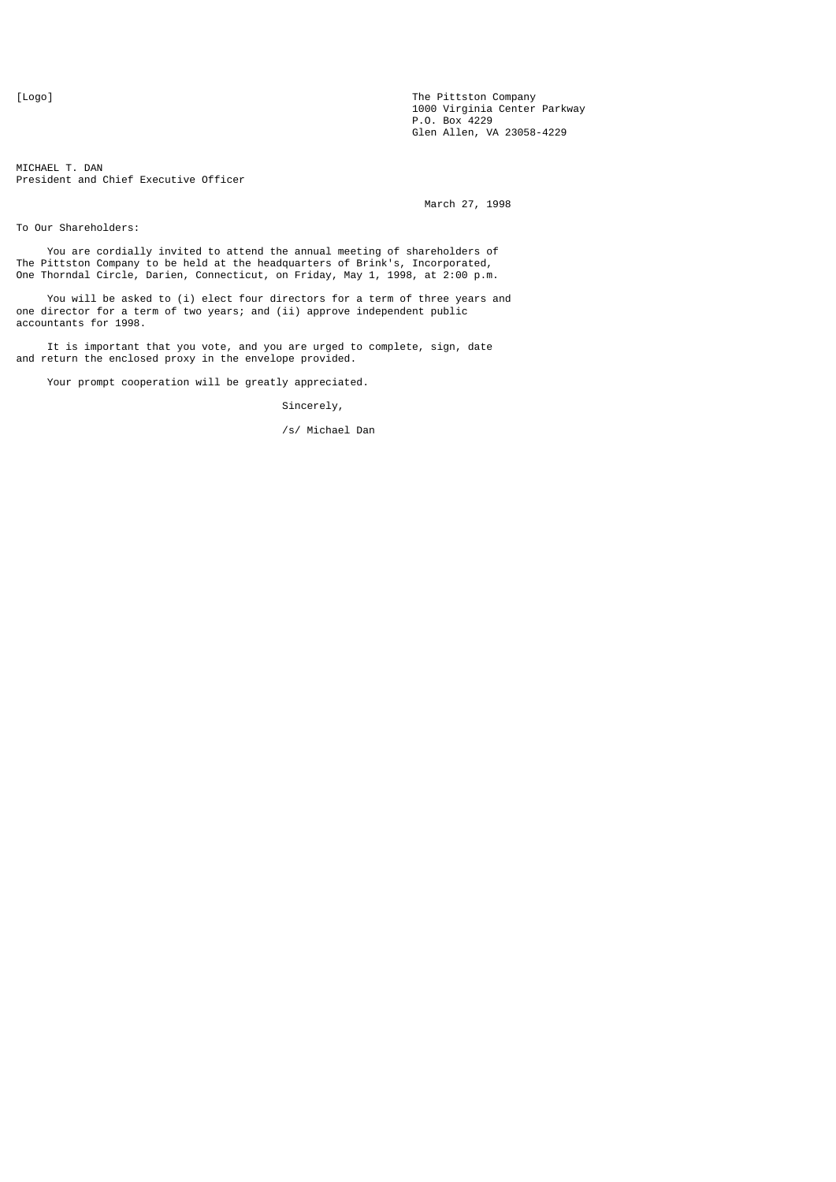[Logo]

The Pittston Company
1000 Virginia Center Parkway
P.O. Box 4229
Glen Allen, VA 23058-4229

MICHAEL T. DAN
President and Chief Executive Officer

March 27, 1998

To Our Shareholders:

You are cordially invited to attend the annual meeting of shareholders of The Pittston Company to be held at the headquarters of Brink's, Incorporated, One Thorndal Circle, Darien, Connecticut, on Friday, May 1, 1998, at 2:00 p.m.

You will be asked to (i) elect four directors for a term of three years and one director for a term of two years; and (ii) approve independent public accountants for 1998.

It is important that you vote, and you are urged to complete, sign, date and return the enclosed proxy in the envelope provided.

Your prompt cooperation will be greatly appreciated.

Sincerely,

/s/ Michael Dan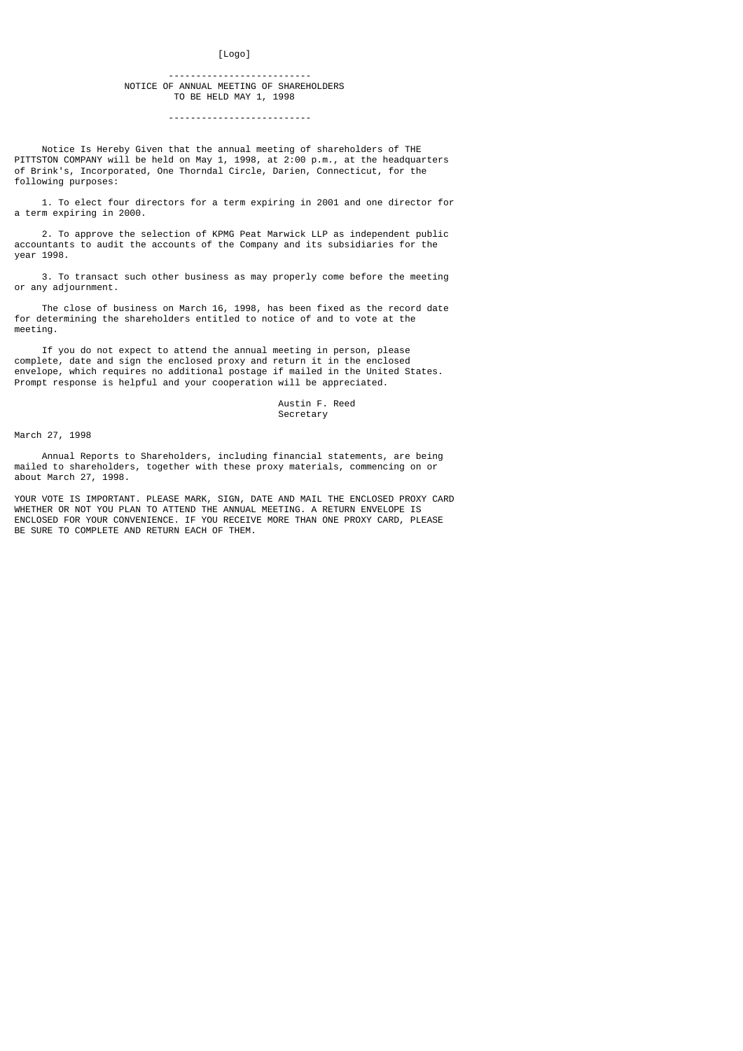[Logo]

# NOTICE OF ANNUAL MEETING OF SHAREHOLDERS
## TO BE HELD MAY 1, 1998

Notice Is Hereby Given that the annual meeting of shareholders of THE PITTSTON COMPANY will be held on May 1, 1998, at 2:00 p.m., at the headquarters of Brink's, Incorporated, One Thorndal Circle, Darien, Connecticut, for the following purposes:

1. To elect four directors for a term expiring in 2001 and one director for a term expiring in 2000.

2. To approve the selection of KPMG Peat Marwick LLP as independent public accountants to audit the accounts of the Company and its subsidiaries for the year 1998.

3. To transact such other business as may properly come before the meeting or any adjournment.

The close of business on March 16, 1998, has been fixed as the record date for determining the shareholders entitled to notice of and to vote at the meeting.

If you do not expect to attend the annual meeting in person, please complete, date and sign the enclosed proxy and return it in the enclosed envelope, which requires no additional postage if mailed in the United States. Prompt response is helpful and your cooperation will be appreciated.

Austin F. Reed
Secretary

March 27, 1998

Annual Reports to Shareholders, including financial statements, are being mailed to shareholders, together with these proxy materials, commencing on or about March 27, 1998.

YOUR VOTE IS IMPORTANT. PLEASE MARK, SIGN, DATE AND MAIL THE ENCLOSED PROXY CARD WHETHER OR NOT YOU PLAN TO ATTEND THE ANNUAL MEETING. A RETURN ENVELOPE IS ENCLOSED FOR YOUR CONVENIENCE. IF YOU RECEIVE MORE THAN ONE PROXY CARD, PLEASE BE SURE TO COMPLETE AND RETURN EACH OF THEM.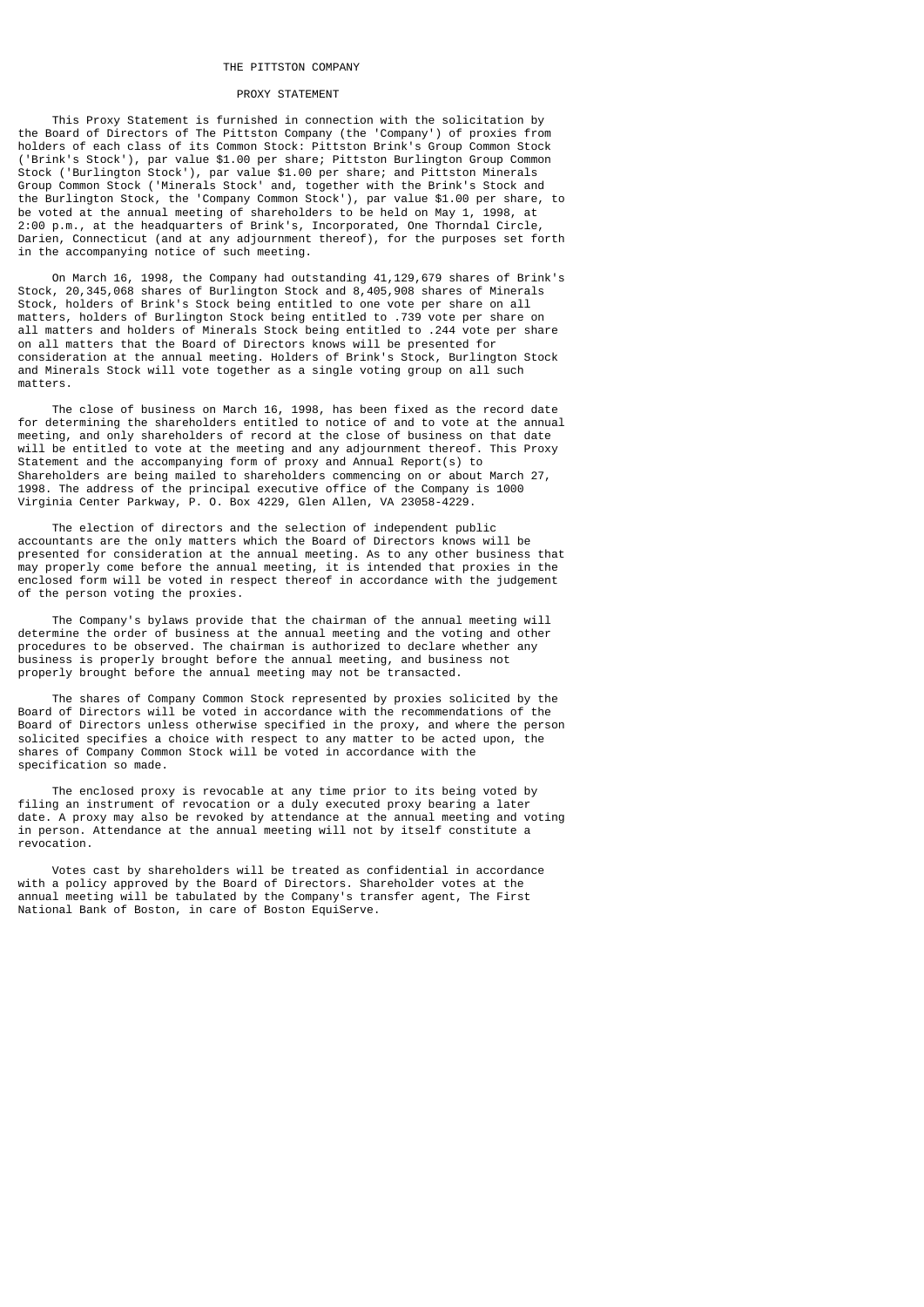# THE PITTSTON COMPANY

## PROXY STATEMENT

This Proxy Statement is furnished in connection with the solicitation by the Board of Directors of The Pittston Company (the 'Company') of proxies from holders of each class of its Common Stock: Pittston Brink's Group Common Stock ('Brink's Stock'), par value $1.00 per share; Pittston Burlington Group Common Stock ('Burlington Stock'), par value $1.00 per share; and Pittston Minerals Group Common Stock ('Minerals Stock' and, together with the Brink's Stock and the Burlington Stock, the 'Company Common Stock'), par value $1.00 per share, to be voted at the annual meeting of shareholders to be held on May 1, 1998, at 2:00 p.m., at the headquarters of Brink's, Incorporated, One Thorndal Circle, Darien, Connecticut (and at any adjournment thereof), for the purposes set forth in the accompanying notice of such meeting.

On March 16, 1998, the Company had outstanding 41,129,679 shares of Brink's Stock, 20,345,068 shares of Burlington Stock and 8,405,908 shares of Minerals Stock, holders of Brink's Stock being entitled to one vote per share on all matters, holders of Burlington Stock being entitled to .739 vote per share on all matters and holders of Minerals Stock being entitled to .244 vote per share on all matters that the Board of Directors knows will be presented for consideration at the annual meeting. Holders of Brink's Stock, Burlington Stock and Minerals Stock will vote together as a single voting group on all such matters.

The close of business on March 16, 1998, has been fixed as the record date for determining the shareholders entitled to notice of and to vote at the annual meeting, and only shareholders of record at the close of business on that date will be entitled to vote at the meeting and any adjournment thereof. This Proxy Statement and the accompanying form of proxy and Annual Report(s) to Shareholders are being mailed to shareholders commencing on or about March 27, 1998. The address of the principal executive office of the Company is 1000 Virginia Center Parkway, P. O. Box 4229, Glen Allen, VA 23058-4229.

The election of directors and the selection of independent public accountants are the only matters which the Board of Directors knows will be presented for consideration at the annual meeting. As to any other business that may properly come before the annual meeting, it is intended that proxies in the enclosed form will be voted in respect thereof in accordance with the judgement of the person voting the proxies.

The Company's bylaws provide that the chairman of the annual meeting will determine the order of business at the annual meeting and the voting and other procedures to be observed. The chairman is authorized to declare whether any business is properly brought before the annual meeting, and business not properly brought before the annual meeting may not be transacted.

The shares of Company Common Stock represented by proxies solicited by the Board of Directors will be voted in accordance with the recommendations of the Board of Directors unless otherwise specified in the proxy, and where the person solicited specifies a choice with respect to any matter to be acted upon, the shares of Company Common Stock will be voted in accordance with the specification so made.

The enclosed proxy is revocable at any time prior to its being voted by filing an instrument of revocation or a duly executed proxy bearing a later date. A proxy may also be revoked by attendance at the annual meeting and voting in person. Attendance at the annual meeting will not by itself constitute a revocation.

Votes cast by shareholders will be treated as confidential in accordance with a policy approved by the Board of Directors. Shareholder votes at the annual meeting will be tabulated by the Company's transfer agent, The First National Bank of Boston, in care of Boston EquiServe.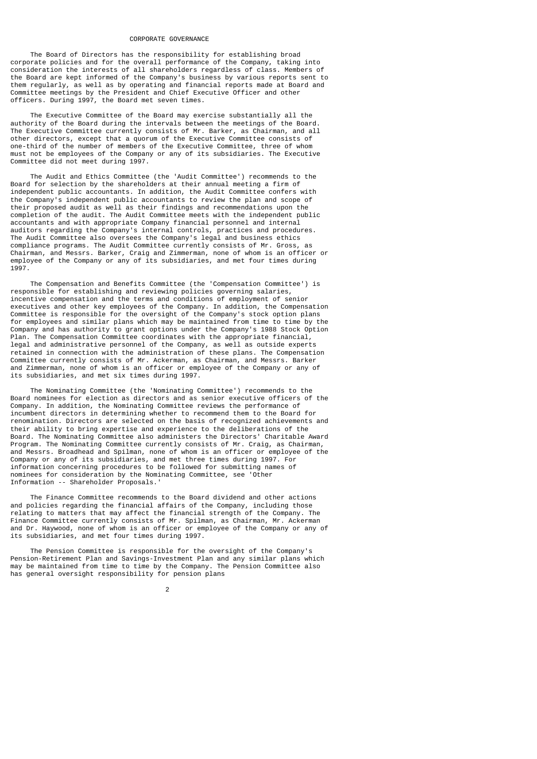## CORPORATE GOVERNANCE

The Board of Directors has the responsibility for establishing broad corporate policies and for the overall performance of the Company, taking into consideration the interests of all shareholders regardless of class. Members of the Board are kept informed of the Company's business by various reports sent to them regularly, as well as by operating and financial reports made at Board and Committee meetings by the President and Chief Executive Officer and other officers. During 1997, the Board met seven times.

The Executive Committee of the Board may exercise substantially all the authority of the Board during the intervals between the meetings of the Board. The Executive Committee currently consists of Mr. Barker, as Chairman, and all other directors, except that a quorum of the Executive Committee consists of one-third of the number of members of the Executive Committee, three of whom must not be employees of the Company or any of its subsidiaries. The Executive Committee did not meet during 1997.

The Audit and Ethics Committee (the 'Audit Committee') recommends to the Board for selection by the shareholders at their annual meeting a firm of independent public accountants. In addition, the Audit Committee confers with the Company's independent public accountants to review the plan and scope of their proposed audit as well as their findings and recommendations upon the completion of the audit. The Audit Committee meets with the independent public accountants and with appropriate Company financial personnel and internal auditors regarding the Company's internal controls, practices and procedures. The Audit Committee also oversees the Company's legal and business ethics compliance programs. The Audit Committee currently consists of Mr. Gross, as Chairman, and Messrs. Barker, Craig and Zimmerman, none of whom is an officer or employee of the Company or any of its subsidiaries, and met four times during 1997.

The Compensation and Benefits Committee (the 'Compensation Committee') is responsible for establishing and reviewing policies governing salaries, incentive compensation and the terms and conditions of employment of senior executives and other key employees of the Company. In addition, the Compensation Committee is responsible for the oversight of the Company's stock option plans for employees and similar plans which may be maintained from time to time by the Company and has authority to grant options under the Company's 1988 Stock Option Plan. The Compensation Committee coordinates with the appropriate financial, legal and administrative personnel of the Company, as well as outside experts retained in connection with the administration of these plans. The Compensation Committee currently consists of Mr. Ackerman, as Chairman, and Messrs. Barker and Zimmerman, none of whom is an officer or employee of the Company or any of its subsidiaries, and met six times during 1997.

The Nominating Committee (the 'Nominating Committee') recommends to the Board nominees for election as directors and as senior executive officers of the Company. In addition, the Nominating Committee reviews the performance of incumbent directors in determining whether to recommend them to the Board for renomination. Directors are selected on the basis of recognized achievements and their ability to bring expertise and experience to the deliberations of the Board. The Nominating Committee also administers the Directors' Charitable Award Program. The Nominating Committee currently consists of Mr. Craig, as Chairman, and Messrs. Broadhead and Spilman, none of whom is an officer or employee of the Company or any of its subsidiaries, and met three times during 1997. For information concerning procedures to be followed for submitting names of nominees for consideration by the Nominating Committee, see 'Other Information -- Shareholder Proposals.'

The Finance Committee recommends to the Board dividend and other actions and policies regarding the financial affairs of the Company, including those relating to matters that may affect the financial strength of the Company. The Finance Committee currently consists of Mr. Spilman, as Chairman, Mr. Ackerman and Dr. Haywood, none of whom is an officer or employee of the Company or any of its subsidiaries, and met four times during 1997.

The Pension Committee is responsible for the oversight of the Company's Pension-Retirement Plan and Savings-Investment Plan and any similar plans which may be maintained from time to time by the Company. The Pension Committee also has general oversight responsibility for pension plans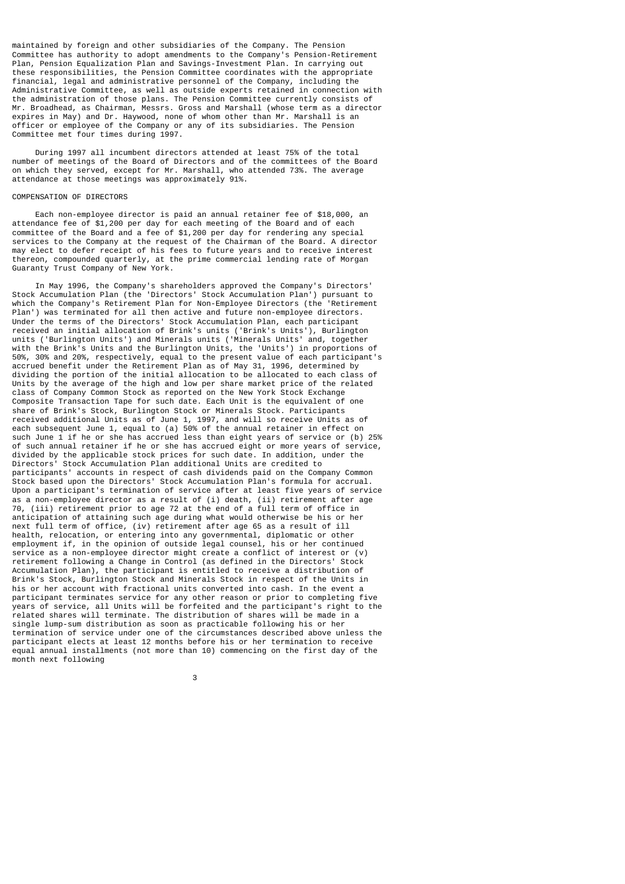maintained by foreign and other subsidiaries of the Company. The Pension Committee has authority to adopt amendments to the Company's Pension-Retirement Plan, Pension Equalization Plan and Savings-Investment Plan. In carrying out these responsibilities, the Pension Committee coordinates with the appropriate financial, legal and administrative personnel of the Company, including the Administrative Committee, as well as outside experts retained in connection with the administration of those plans. The Pension Committee currently consists of Mr. Broadhead, as Chairman, Messrs. Gross and Marshall (whose term as a director expires in May) and Dr. Haywood, none of whom other than Mr. Marshall is an officer or employee of the Company or any of its subsidiaries. The Pension Committee met four times during 1997.

During 1997 all incumbent directors attended at least 75% of the total number of meetings of the Board of Directors and of the committees of the Board on which they served, except for Mr. Marshall, who attended 73%. The average attendance at those meetings was approximately 91%.

## COMPENSATION OF DIRECTORS

Each non-employee director is paid an annual retainer fee of $18,000, an attendance fee of $1,200 per day for each meeting of the Board and of each committee of the Board and a fee of $1,200 per day for rendering any special services to the Company at the request of the Chairman of the Board. A director may elect to defer receipt of his fees to future years and to receive interest thereon, compounded quarterly, at the prime commercial lending rate of Morgan Guaranty Trust Company of New York.

In May 1996, the Company's shareholders approved the Company's Directors' Stock Accumulation Plan (the 'Directors' Stock Accumulation Plan') pursuant to which the Company's Retirement Plan for Non-Employee Directors (the 'Retirement Plan') was terminated for all then active and future non-employee directors. Under the terms of the Directors' Stock Accumulation Plan, each participant received an initial allocation of Brink's units ('Brink's Units'), Burlington units ('Burlington Units') and Minerals units ('Minerals Units' and, together with the Brink's Units and the Burlington Units, the 'Units') in proportions of 50%, 30% and 20%, respectively, equal to the present value of each participant's accrued benefit under the Retirement Plan as of May 31, 1996, determined by dividing the portion of the initial allocation to be allocated to each class of Units by the average of the high and low per share market price of the related class of Company Common Stock as reported on the New York Stock Exchange Composite Transaction Tape for such date. Each Unit is the equivalent of one share of Brink's Stock, Burlington Stock or Minerals Stock. Participants received additional Units as of June 1, 1997, and will so receive Units as of each subsequent June 1, equal to (a) 50% of the annual retainer in effect on such June 1 if he or she has accrued less than eight years of service or (b) 25% of such annual retainer if he or she has accrued eight or more years of service, divided by the applicable stock prices for such date. In addition, under the Directors' Stock Accumulation Plan additional Units are credited to participants' accounts in respect of cash dividends paid on the Company Common Stock based upon the Directors' Stock Accumulation Plan's formula for accrual. Upon a participant's termination of service after at least five years of service as a non-employee director as a result of (i) death, (ii) retirement after age 70, (iii) retirement prior to age 72 at the end of a full term of office in anticipation of attaining such age during what would otherwise be his or her next full term of office, (iv) retirement after age 65 as a result of ill health, relocation, or entering into any governmental, diplomatic or other employment if, in the opinion of outside legal counsel, his or her continued service as a non-employee director might create a conflict of interest or (v) retirement following a Change in Control (as defined in the Directors' Stock Accumulation Plan), the participant is entitled to receive a distribution of Brink's Stock, Burlington Stock and Minerals Stock in respect of the Units in his or her account with fractional units converted into cash. In the event a participant terminates service for any other reason or prior to completing five years of service, all Units will be forfeited and the participant's right to the related shares will terminate. The distribution of shares will be made in a single lump-sum distribution as soon as practicable following his or her termination of service under one of the circumstances described above unless the participant elects at least 12 months before his or her termination to receive equal annual installments (not more than 10) commencing on the first day of the month next following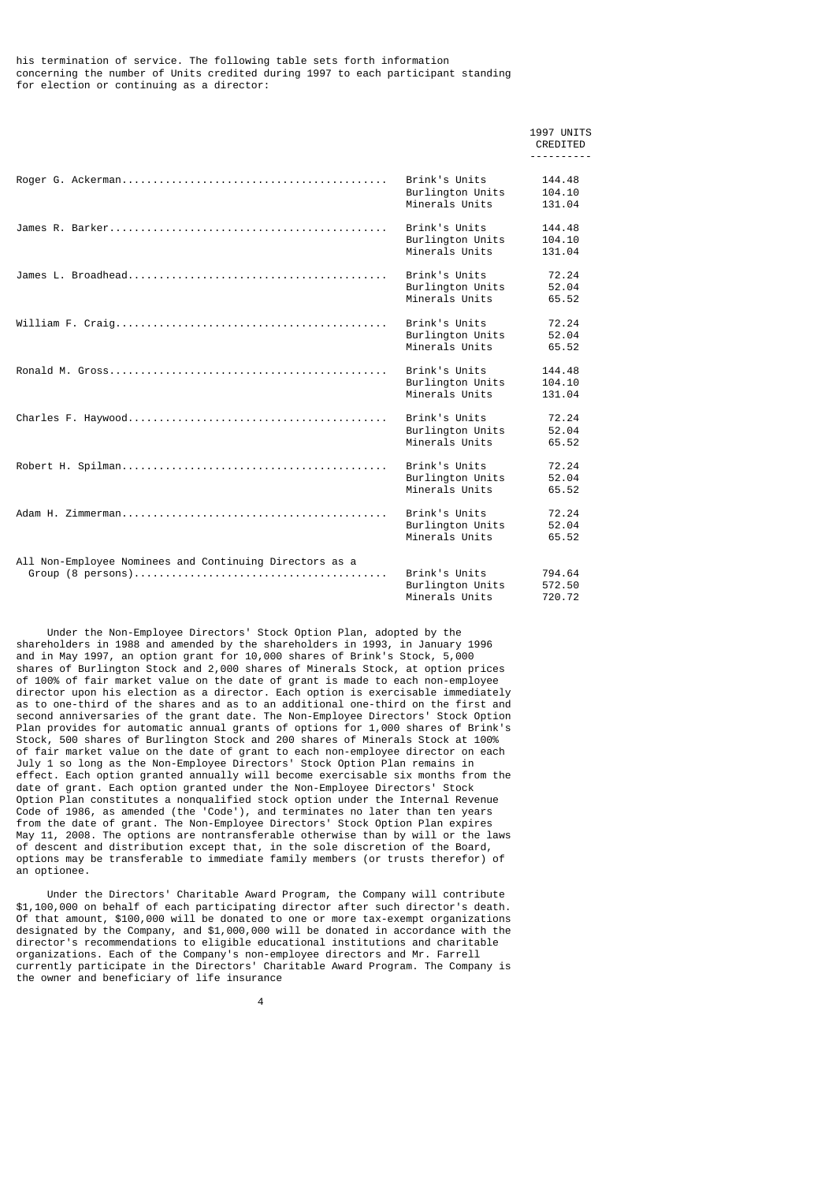his termination of service. The following table sets forth information concerning the number of Units credited during 1997 to each participant standing for election or continuing as a director:

| | | 1997 UNITS CREDITED |
|---|---|---|
| Roger G. Ackerman | Brink's Units | 144.48 |
| | Burlington Units | 104.10 |
| | Minerals Units | 131.04 |
| James R. Barker | Brink's Units | 144.48 |
| | Burlington Units | 104.10 |
| | Minerals Units | 131.04 |
| James L. Broadhead | Brink's Units | 72.24 |
| | Burlington Units | 52.04 |
| | Minerals Units | 65.52 |
| William F. Craig | Brink's Units | 72.24 |
| | Burlington Units | 52.04 |
| | Minerals Units | 65.52 |
| Ronald M. Gross | Brink's Units | 144.48 |
| | Burlington Units | 104.10 |
| | Minerals Units | 131.04 |
| Charles F. Haywood | Brink's Units | 72.24 |
| | Burlington Units | 52.04 |
| | Minerals Units | 65.52 |
| Robert H. Spilman | Brink's Units | 72.24 |
| | Burlington Units | 52.04 |
| | Minerals Units | 65.52 |
| Adam H. Zimmerman | Brink's Units | 72.24 |
| | Burlington Units | 52.04 |
| | Minerals Units | 65.52 |
| All Non-Employee Nominees and Continuing Directors as a Group (8 persons) | Brink's Units | 794.64 |
| | Burlington Units | 572.50 |
| | Minerals Units | 720.72 |

Under the Non-Employee Directors' Stock Option Plan, adopted by the shareholders in 1988 and amended by the shareholders in 1993, in January 1996 and in May 1997, an option grant for 10,000 shares of Brink's Stock, 5,000 shares of Burlington Stock and 2,000 shares of Minerals Stock, at option prices of 100% of fair market value on the date of grant is made to each non-employee director upon his election as a director. Each option is exercisable immediately as to one-third of the shares and as to an additional one-third on the first and second anniversaries of the grant date. The Non-Employee Directors' Stock Option Plan provides for automatic annual grants of options for 1,000 shares of Brink's Stock, 500 shares of Burlington Stock and 200 shares of Minerals Stock at 100% of fair market value on the date of grant to each non-employee director on each July 1 so long as the Non-Employee Directors' Stock Option Plan remains in effect. Each option granted annually will become exercisable six months from the date of grant. Each option granted under the Non-Employee Directors' Stock Option Plan constitutes a nonqualified stock option under the Internal Revenue Code of 1986, as amended (the 'Code'), and terminates no later than ten years from the date of grant. The Non-Employee Directors' Stock Option Plan expires May 11, 2008. The options are nontransferable otherwise than by will or the laws of descent and distribution except that, in the sole discretion of the Board, options may be transferable to immediate family members (or trusts therefor) of an optionee.

Under the Directors' Charitable Award Program, the Company will contribute $1,100,000 on behalf of each participating director after such director's death. Of that amount, $100,000 will be donated to one or more tax-exempt organizations designated by the Company, and $1,000,000 will be donated in accordance with the director's recommendations to eligible educational institutions and charitable organizations. Each of the Company's non-employee directors and Mr. Farrell currently participate in the Directors' Charitable Award Program. The Company is the owner and beneficiary of life insurance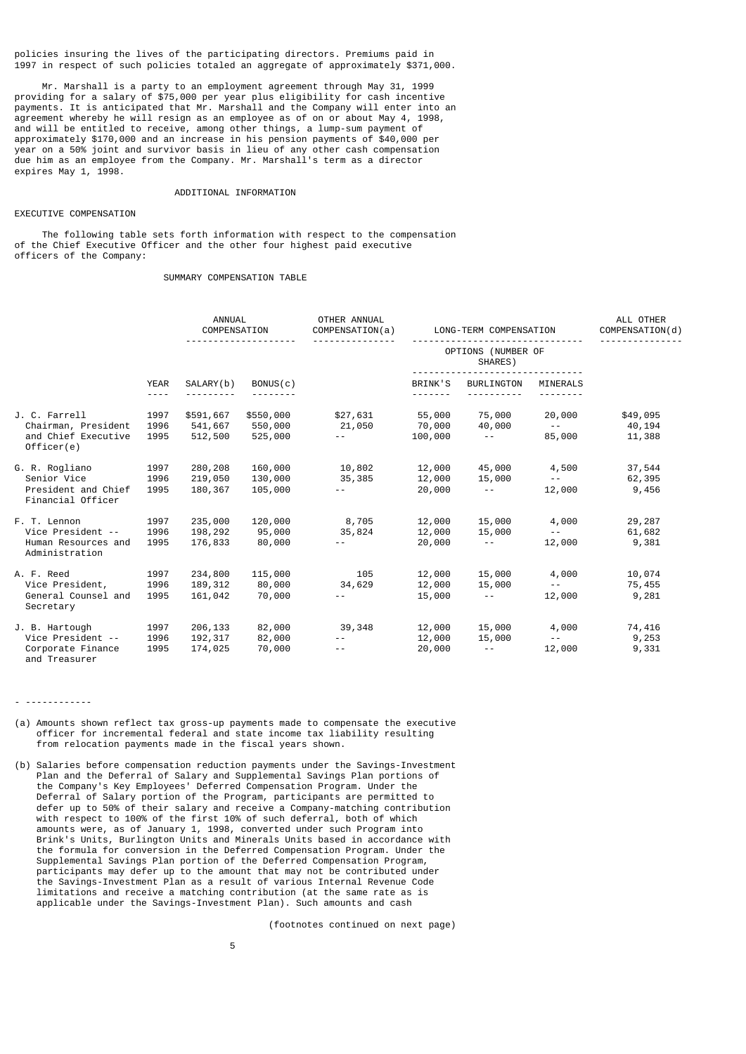policies insuring the lives of the participating directors. Premiums paid in 1997 in respect of such policies totaled an aggregate of approximately $371,000.

Mr. Marshall is a party to an employment agreement through May 31, 1999 providing for a salary of $75,000 per year plus eligibility for cash incentive payments. It is anticipated that Mr. Marshall and the Company will enter into an agreement whereby he will resign as an employee as of on or about May 4, 1998, and will be entitled to receive, among other things, a lump-sum payment of approximately $170,000 and an increase in his pension payments of $40,000 per year on a 50% joint and survivor basis in lieu of any other cash compensation due him as an employee from the Company. Mr. Marshall's term as a director expires May 1, 1998.

## ADDITIONAL INFORMATION

### EXECUTIVE COMPENSATION

The following table sets forth information with respect to the compensation of the Chief Executive Officer and the other four highest paid executive officers of the Company:

### SUMMARY COMPENSATION TABLE

| | | ANNUAL COMPENSATION | | OTHER ANNUAL COMPENSATION(a) | LONG-TERM COMPENSATION | | | ALL OTHER COMPENSATION(d) |
|---|---|---|---|---|---|---|---|---|
| | | | | | OPTIONS (NUMBER OF SHARES) | | | |
| | YEAR | SALARY(b) | BONUS(c) | | BRINK'S | BURLINGTON | MINERALS | |
| J. C. Farrell Chairman, President and Chief Executive Officer(e) | 1997 | $591,667 | $550,000 | $27,631 | 55,000 | 75,000 | 20,000 | $49,095 |
| | 1996 | 541,667 | 550,000 | 21,050 | 70,000 | 40,000 | -- | 40,194 |
| | 1995 | 512,500 | 525,000 | -- | 100,000 | -- | 85,000 | 11,388 |
| G. R. Rogliano Senior Vice President and Chief Financial Officer | 1997 | 280,208 | 160,000 | 10,802 | 12,000 | 45,000 | 4,500 | 37,544 |
| | 1996 | 219,050 | 130,000 | 35,385 | 12,000 | 15,000 | -- | 62,395 |
| | 1995 | 180,367 | 105,000 | -- | 20,000 | -- | 12,000 | 9,456 |
| F. T. Lennon Vice President -- Human Resources and Administration | 1997 | 235,000 | 120,000 | 8,705 | 12,000 | 15,000 | 4,000 | 29,287 |
| | 1996 | 198,292 | 95,000 | 35,824 | 12,000 | 15,000 | -- | 61,682 |
| | 1995 | 176,833 | 80,000 | -- | 20,000 | -- | 12,000 | 9,381 |
| A. F. Reed Vice President, General Counsel and Secretary | 1997 | 234,800 | 115,000 | 105 | 12,000 | 15,000 | 4,000 | 10,074 |
| | 1996 | 189,312 | 80,000 | 34,629 | 12,000 | 15,000 | -- | 75,455 |
| | 1995 | 161,042 | 70,000 | -- | 15,000 | -- | 12,000 | 9,281 |
| J. B. Hartough Vice President -- Corporate Finance and Treasurer | 1997 | 206,133 | 82,000 | 39,348 | 12,000 | 15,000 | 4,000 | 74,416 |
| | 1996 | 192,317 | 82,000 | -- | 12,000 | 15,000 | -- | 9,253 |
| | 1995 | 174,025 | 70,000 | -- | 20,000 | -- | 12,000 | 9,331 |

- ------------

(a) Amounts shown reflect tax gross-up payments made to compensate the executive officer for incremental federal and state income tax liability resulting from relocation payments made in the fiscal years shown.

(b) Salaries before compensation reduction payments under the Savings-Investment Plan and the Deferral of Salary and Supplemental Savings Plan portions of the Company's Key Employees' Deferred Compensation Program. Under the Deferral of Salary portion of the Program, participants are permitted to defer up to 50% of their salary and receive a Company-matching contribution with respect to 100% of the first 10% of such deferral, both of which amounts were, as of January 1, 1998, converted under such Program into Brink's Units, Burlington Units and Minerals Units based in accordance with the formula for conversion in the Deferred Compensation Program. Under the Supplemental Savings Plan portion of the Deferred Compensation Program, participants may defer up to the amount that may not be contributed under the Savings-Investment Plan as a result of various Internal Revenue Code limitations and receive a matching contribution (at the same rate as is applicable under the Savings-Investment Plan). Such amounts and cash

(footnotes continued on next page)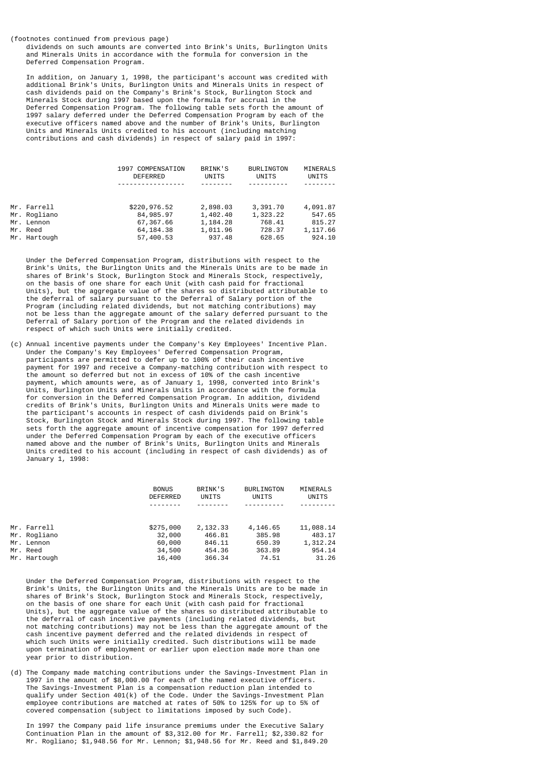(footnotes continued from previous page)

dividends on such amounts are converted into Brink's Units, Burlington Units and Minerals Units in accordance with the formula for conversion in the Deferred Compensation Program.

In addition, on January 1, 1998, the participant's account was credited with additional Brink's Units, Burlington Units and Minerals Units in respect of cash dividends paid on the Company's Brink's Stock, Burlington Stock and Minerals Stock during 1997 based upon the formula for accrual in the Deferred Compensation Program. The following table sets forth the amount of 1997 salary deferred under the Deferred Compensation Program by each of the executive officers named above and the number of Brink's Units, Burlington Units and Minerals Units credited to his account (including matching contributions and cash dividends) in respect of salary paid in 1997:

| | 1997 COMPENSATION DEFERRED | BRINK'S UNITS | BURLINGTON UNITS | MINERALS UNITS |
|---|---|---|---|---|
| Mr. Farrell | $220,976.52 | 2,898.03 | 3,391.70 | 4,091.87 |
| Mr. Rogliano | 84,985.97 | 1,402.40 | 1,323.22 | 547.65 |
| Mr. Lennon | 67,367.66 | 1,184.28 | 768.41 | 815.27 |
| Mr. Reed | 64,184.38 | 1,011.96 | 728.37 | 1,117.66 |
| Mr. Hartough | 57,400.53 | 937.48 | 628.65 | 924.10 |

Under the Deferred Compensation Program, distributions with respect to the Brink's Units, the Burlington Units and the Minerals Units are to be made in shares of Brink's Stock, Burlington Stock and Minerals Stock, respectively, on the basis of one share for each Unit (with cash paid for fractional Units), but the aggregate value of the shares so distributed attributable to the deferral of salary pursuant to the Deferral of Salary portion of the Program (including related dividends, but not matching contributions) may not be less than the aggregate amount of the salary deferred pursuant to the Deferral of Salary portion of the Program and the related dividends in respect of which such Units were initially credited.

(c) Annual incentive payments under the Company's Key Employees' Incentive Plan. Under the Company's Key Employees' Deferred Compensation Program, participants are permitted to defer up to 100% of their cash incentive payment for 1997 and receive a Company-matching contribution with respect to the amount so deferred but not in excess of 10% of the cash incentive payment, which amounts were, as of January 1, 1998, converted into Brink's Units, Burlington Units and Minerals Units in accordance with the formula for conversion in the Deferred Compensation Program. In addition, dividend credits of Brink's Units, Burlington Units and Minerals Units were made to the participant's accounts in respect of cash dividends paid on Brink's Stock, Burlington Stock and Minerals Stock during 1997. The following table sets forth the aggregate amount of incentive compensation for 1997 deferred under the Deferred Compensation Program by each of the executive officers named above and the number of Brink's Units, Burlington Units and Minerals Units credited to his account (including in respect of cash dividends) as of January 1, 1998:

| | BONUS DEFERRED | BRINK'S UNITS | BURLINGTON UNITS | MINERALS UNITS |
|---|---|---|---|---|
| Mr. Farrell | $275,000 | 2,132.33 | 4,146.65 | 11,088.14 |
| Mr. Rogliano | 32,000 | 466.81 | 385.98 | 483.17 |
| Mr. Lennon | 60,000 | 846.11 | 650.39 | 1,312.24 |
| Mr. Reed | 34,500 | 454.36 | 363.89 | 954.14 |
| Mr. Hartough | 16,400 | 366.34 | 74.51 | 31.26 |

Under the Deferred Compensation Program, distributions with respect to the Brink's Units, the Burlington Units and the Minerals Units are to be made in shares of Brink's Stock, Burlington Stock and Minerals Stock, respectively, on the basis of one share for each Unit (with cash paid for fractional Units), but the aggregate value of the shares so distributed attributable to the deferral of cash incentive payments (including related dividends, but not matching contributions) may not be less than the aggregate amount of the cash incentive payment deferred and the related dividends in respect of which such Units were initially credited. Such distributions will be made upon termination of employment or earlier upon election made more than one year prior to distribution.

(d) The Company made matching contributions under the Savings-Investment Plan in 1997 in the amount of $8,000.00 for each of the named executive officers. The Savings-Investment Plan is a compensation reduction plan intended to qualify under Section 401(k) of the Code. Under the Savings-Investment Plan employee contributions are matched at rates of 50% to 125% for up to 5% of covered compensation (subject to limitations imposed by such Code).

In 1997 the Company paid life insurance premiums under the Executive Salary Continuation Plan in the amount of $3,312.00 for Mr. Farrell; $2,330.82 for Mr. Rogliano; $1,948.56 for Mr. Lennon; $1,948.56 for Mr. Reed and $1,849.20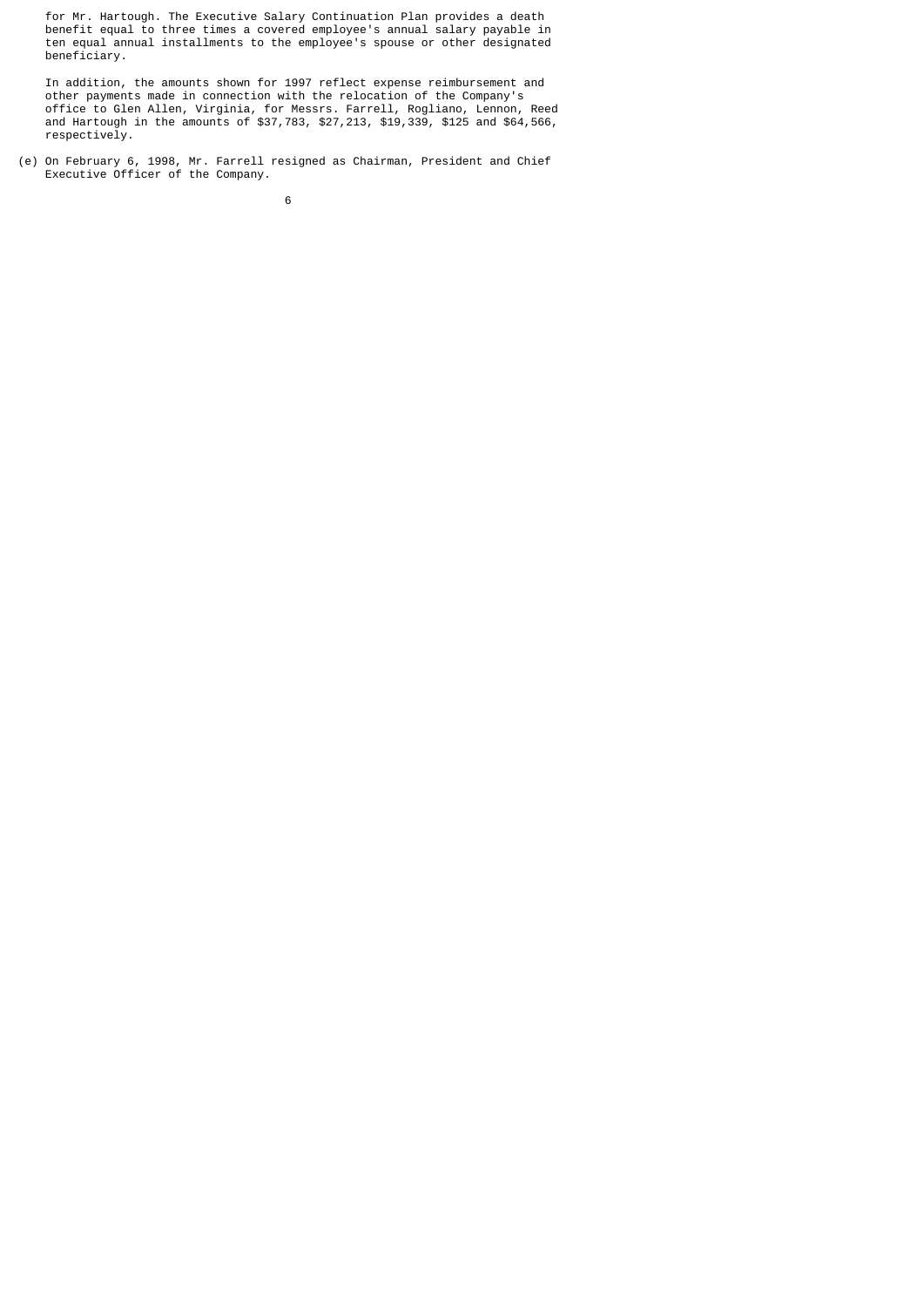for Mr. Hartough. The Executive Salary Continuation Plan provides a death benefit equal to three times a covered employee's annual salary payable in ten equal annual installments to the employee's spouse or other designated beneficiary.

In addition, the amounts shown for 1997 reflect expense reimbursement and other payments made in connection with the relocation of the Company's office to Glen Allen, Virginia, for Messrs. Farrell, Rogliano, Lennon, Reed and Hartough in the amounts of $37,783, $27,213, $19,339, $125 and $64,566, respectively.

(e) On February 6, 1998, Mr. Farrell resigned as Chairman, President and Chief Executive Officer of the Company.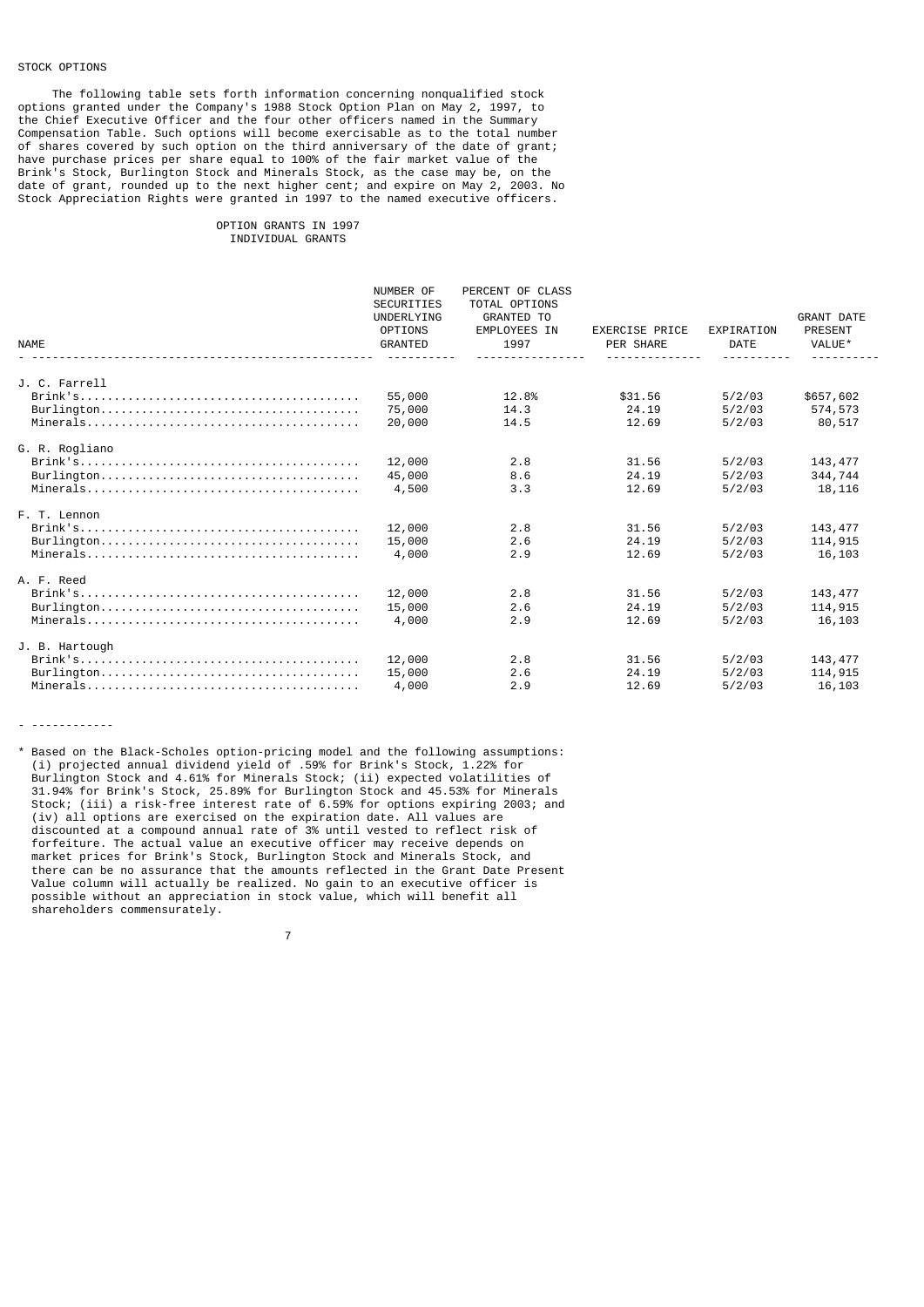STOCK OPTIONS

The following table sets forth information concerning nonqualified stock options granted under the Company's 1988 Stock Option Plan on May 2, 1997, to the Chief Executive Officer and the four other officers named in the Summary Compensation Table. Such options will become exercisable as to the total number of shares covered by such option on the third anniversary of the date of grant; have purchase prices per share equal to 100% of the fair market value of the Brink's Stock, Burlington Stock and Minerals Stock, as the case may be, on the date of grant, rounded up to the next higher cent; and expire on May 2, 2003. No Stock Appreciation Rights were granted in 1997 to the named executive officers.

OPTION GRANTS IN 1997
INDIVIDUAL GRANTS

| NAME | NUMBER OF SECURITIES UNDERLYING OPTIONS GRANTED | PERCENT OF CLASS TOTAL OPTIONS GRANTED TO EMPLOYEES IN 1997 | EXERCISE PRICE PER SHARE | EXPIRATION DATE | GRANT DATE PRESENT VALUE* |
|---|---|---|---|---|---|
| J. C. Farrell | | | | | |
| Brink's | 55,000 | 12.8% | $31.56 | 5/2/03 | $657,602 |
| Burlington | 75,000 | 14.3 | 24.19 | 5/2/03 | 574,573 |
| Minerals | 20,000 | 14.5 | 12.69 | 5/2/03 | 80,517 |
| G. R. Rogliano | | | | | |
| Brink's | 12,000 | 2.8 | 31.56 | 5/2/03 | 143,477 |
| Burlington | 45,000 | 8.6 | 24.19 | 5/2/03 | 344,744 |
| Minerals | 4,500 | 3.3 | 12.69 | 5/2/03 | 18,116 |
| F. T. Lennon | | | | | |
| Brink's | 12,000 | 2.8 | 31.56 | 5/2/03 | 143,477 |
| Burlington | 15,000 | 2.6 | 24.19 | 5/2/03 | 114,915 |
| Minerals | 4,000 | 2.9 | 12.69 | 5/2/03 | 16,103 |
| A. F. Reed | | | | | |
| Brink's | 12,000 | 2.8 | 31.56 | 5/2/03 | 143,477 |
| Burlington | 15,000 | 2.6 | 24.19 | 5/2/03 | 114,915 |
| Minerals | 4,000 | 2.9 | 12.69 | 5/2/03 | 16,103 |
| J. B. Hartough | | | | | |
| Brink's | 12,000 | 2.8 | 31.56 | 5/2/03 | 143,477 |
| Burlington | 15,000 | 2.6 | 24.19 | 5/2/03 | 114,915 |
| Minerals | 4,000 | 2.9 | 12.69 | 5/2/03 | 16,103 |

\* Based on the Black-Scholes option-pricing model and the following assumptions: (i) projected annual dividend yield of .59% for Brink's Stock, 1.22% for Burlington Stock and 4.61% for Minerals Stock; (ii) expected volatilities of 31.94% for Brink's Stock, 25.89% for Burlington Stock and 45.53% for Minerals Stock; (iii) a risk-free interest rate of 6.59% for options expiring 2003; and (iv) all options are exercised on the expiration date. All values are discounted at a compound annual rate of 3% until vested to reflect risk of forfeiture. The actual value an executive officer may receive depends on market prices for Brink's Stock, Burlington Stock and Minerals Stock, and there can be no assurance that the amounts reflected in the Grant Date Present Value column will actually be realized. No gain to an executive officer is possible without an appreciation in stock value, which will benefit all shareholders commensurately.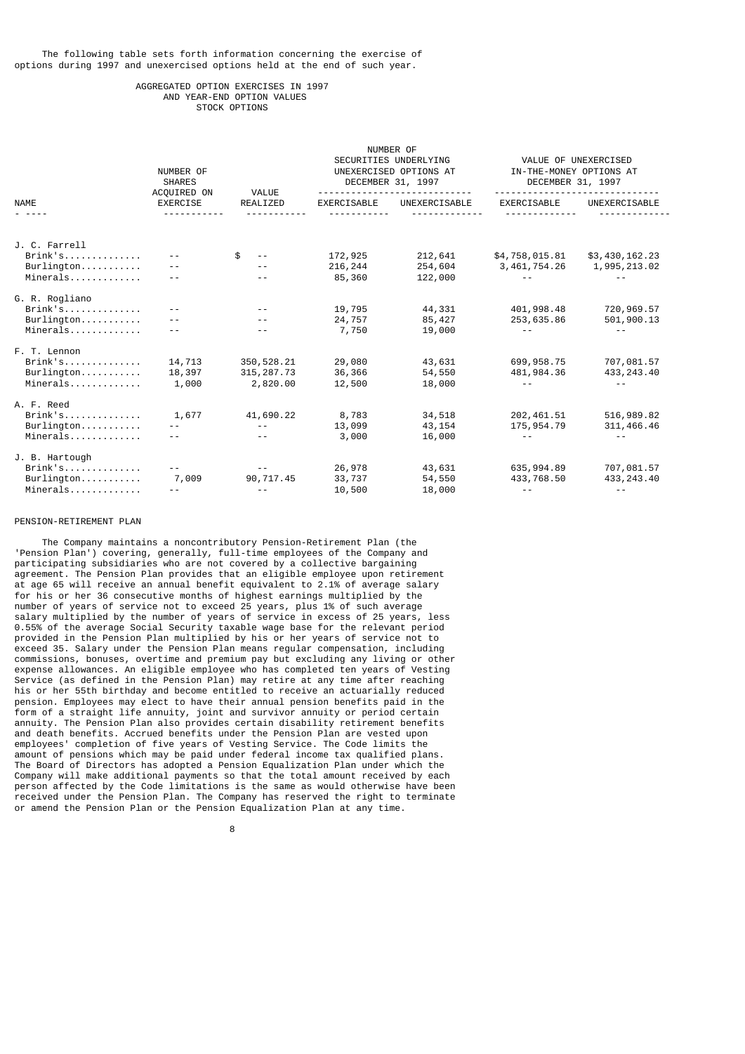The following table sets forth information concerning the exercise of options during 1997 and unexercised options held at the end of such year.

AGGREGATED OPTION EXERCISES IN 1997
AND YEAR-END OPTION VALUES
STOCK OPTIONS

| NAME | NUMBER OF SHARES ACQUIRED ON EXERCISE | VALUE REALIZED | NUMBER OF SECURITIES UNDERLYING UNEXERCISED OPTIONS AT DECEMBER 31, 1997 | | VALUE OF UNEXERCISED IN-THE-MONEY OPTIONS AT DECEMBER 31, 1997 | |
|---|---|---|---|---|---|---|
| | | | EXERCISABLE | UNEXERCISABLE | EXERCISABLE | UNEXERCISABLE |
| J. C. Farrell | | | | | | |
| Brink's.............. | -- | $ -- | 172,925 | 212,641 | $4,758,015.81 | $3,430,162.23 |
| Burlington........... | -- | -- | 216,244 | 254,604 | 3,461,754.26 | 1,995,213.02 |
| Minerals............. | -- | -- | 85,360 | 122,000 | -- | -- |
| G. R. Rogliano | | | | | | |
| Brink's.............. | -- | -- | 19,795 | 44,331 | 401,998.48 | 720,969.57 |
| Burlington........... | -- | -- | 24,757 | 85,427 | 253,635.86 | 501,900.13 |
| Minerals............. | -- | -- | 7,750 | 19,000 | -- | -- |
| F. T. Lennon | | | | | | |
| Brink's.............. | 14,713 | 350,528.21 | 29,080 | 43,631 | 699,958.75 | 707,081.57 |
| Burlington........... | 18,397 | 315,287.73 | 36,366 | 54,550 | 481,984.36 | 433,243.40 |
| Minerals............. | 1,000 | 2,820.00 | 12,500 | 18,000 | -- | -- |
| A. F. Reed | | | | | | |
| Brink's.............. | 1,677 | 41,690.22 | 8,783 | 34,518 | 202,461.51 | 516,989.82 |
| Burlington........... | -- | -- | 13,099 | 43,154 | 175,954.79 | 311,466.46 |
| Minerals............. | -- | -- | 3,000 | 16,000 | -- | -- |
| J. B. Hartough | | | | | | |
| Brink's.............. | -- | -- | 26,978 | 43,631 | 635,994.89 | 707,081.57 |
| Burlington........... | 7,009 | 90,717.45 | 33,737 | 54,550 | 433,768.50 | 433,243.40 |
| Minerals............. | -- | -- | 10,500 | 18,000 | -- | -- |

PENSION-RETIREMENT PLAN

The Company maintains a noncontributory Pension-Retirement Plan (the 'Pension Plan') covering, generally, full-time employees of the Company and participating subsidiaries who are not covered by a collective bargaining agreement. The Pension Plan provides that an eligible employee upon retirement at age 65 will receive an annual benefit equivalent to 2.1% of average salary for his or her 36 consecutive months of highest earnings multiplied by the number of years of service not to exceed 25 years, plus 1% of such average salary multiplied by the number of years of service in excess of 25 years, less 0.55% of the average Social Security taxable wage base for the relevant period provided in the Pension Plan multiplied by his or her years of service not to exceed 35. Salary under the Pension Plan means regular compensation, including commissions, bonuses, overtime and premium pay but excluding any living or other expense allowances. An eligible employee who has completed ten years of Vesting Service (as defined in the Pension Plan) may retire at any time after reaching his or her 55th birthday and become entitled to receive an actuarially reduced pension. Employees may elect to have their annual pension benefits paid in the form of a straight life annuity, joint and survivor annuity or period certain annuity. The Pension Plan also provides certain disability retirement benefits and death benefits. Accrued benefits under the Pension Plan are vested upon employees' completion of five years of Vesting Service. The Code limits the amount of pensions which may be paid under federal income tax qualified plans. The Board of Directors has adopted a Pension Equalization Plan under which the Company will make additional payments so that the total amount received by each person affected by the Code limitations is the same as would otherwise have been received under the Pension Plan. The Company has reserved the right to terminate or amend the Pension Plan or the Pension Equalization Plan at any time.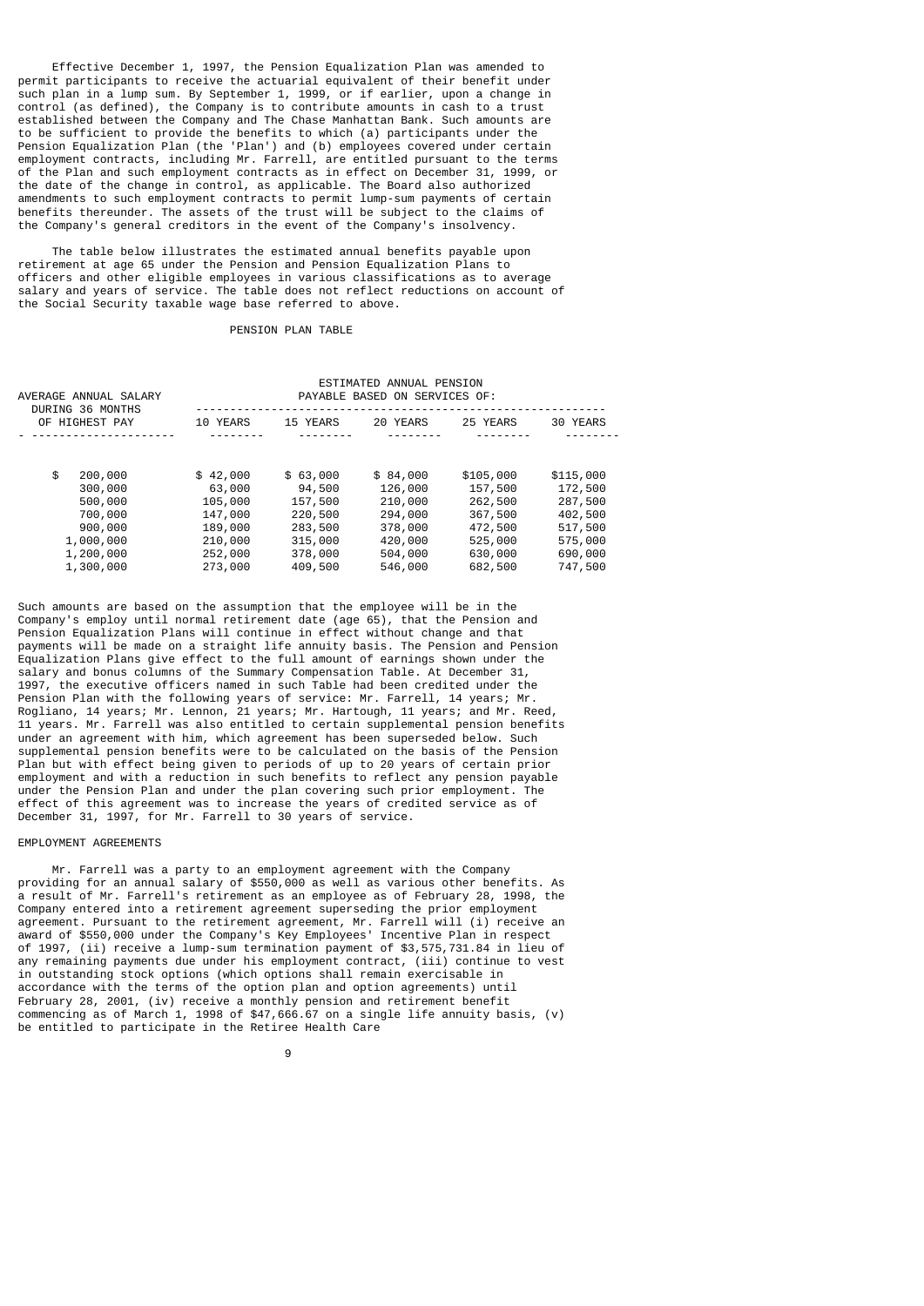Effective December 1, 1997, the Pension Equalization Plan was amended to permit participants to receive the actuarial equivalent of their benefit under such plan in a lump sum. By September 1, 1999, or if earlier, upon a change in control (as defined), the Company is to contribute amounts in cash to a trust established between the Company and The Chase Manhattan Bank. Such amounts are to be sufficient to provide the benefits to which (a) participants under the Pension Equalization Plan (the 'Plan') and (b) employees covered under certain employment contracts, including Mr. Farrell, are entitled pursuant to the terms of the Plan and such employment contracts as in effect on December 31, 1999, or the date of the change in control, as applicable. The Board also authorized amendments to such employment contracts to permit lump-sum payments of certain benefits thereunder. The assets of the trust will be subject to the claims of the Company's general creditors in the event of the Company's insolvency.

The table below illustrates the estimated annual benefits payable upon retirement at age 65 under the Pension and Pension Equalization Plans to officers and other eligible employees in various classifications as to average salary and years of service. The table does not reflect reductions on account of the Social Security taxable wage base referred to above.

PENSION PLAN TABLE

| AVERAGE ANNUAL SALARY DURING 36 MONTHS OF HIGHEST PAY | ESTIMATED ANNUAL PENSION PAYABLE BASED ON SERVICES OF: | | | | |
|---|---|---|---|---|---|
| | 10 YEARS | 15 YEARS | 20 YEARS | 25 YEARS | 30 YEARS |
| $ 200,000 | $ 42,000 | $ 63,000 | $ 84,000 | $105,000 | $115,000 |
| 300,000 | 63,000 | 94,500 | 126,000 | 157,500 | 172,500 |
| 500,000 | 105,000 | 157,500 | 210,000 | 262,500 | 287,500 |
| 700,000 | 147,000 | 220,500 | 294,000 | 367,500 | 402,500 |
| 900,000 | 189,000 | 283,500 | 378,000 | 472,500 | 517,500 |
| 1,000,000 | 210,000 | 315,000 | 420,000 | 525,000 | 575,000 |
| 1,200,000 | 252,000 | 378,000 | 504,000 | 630,000 | 690,000 |
| 1,300,000 | 273,000 | 409,500 | 546,000 | 682,500 | 747,500 |

Such amounts are based on the assumption that the employee will be in the Company's employ until normal retirement date (age 65), that the Pension and Pension Equalization Plans will continue in effect without change and that payments will be made on a straight life annuity basis. The Pension and Pension Equalization Plans give effect to the full amount of earnings shown under the salary and bonus columns of the Summary Compensation Table. At December 31, 1997, the executive officers named in such Table had been credited under the Pension Plan with the following years of service: Mr. Farrell, 14 years; Mr. Rogliano, 14 years; Mr. Lennon, 21 years; Mr. Hartough, 11 years; and Mr. Reed, 11 years. Mr. Farrell was also entitled to certain supplemental pension benefits under an agreement with him, which agreement has been superseded below. Such supplemental pension benefits were to be calculated on the basis of the Pension Plan but with effect being given to periods of up to 20 years of certain prior employment and with a reduction in such benefits to reflect any pension payable under the Pension Plan and under the plan covering such prior employment. The effect of this agreement was to increase the years of credited service as of December 31, 1997, for Mr. Farrell to 30 years of service.

EMPLOYMENT AGREEMENTS

Mr. Farrell was a party to an employment agreement with the Company providing for an annual salary of $550,000 as well as various other benefits. As a result of Mr. Farrell's retirement as an employee as of February 28, 1998, the Company entered into a retirement agreement superseding the prior employment agreement. Pursuant to the retirement agreement, Mr. Farrell will (i) receive an award of $550,000 under the Company's Key Employees' Incentive Plan in respect of 1997, (ii) receive a lump-sum termination payment of $3,575,731.84 in lieu of any remaining payments due under his employment contract, (iii) continue to vest in outstanding stock options (which options shall remain exercisable in accordance with the terms of the option plan and option agreements) until February 28, 2001, (iv) receive a monthly pension and retirement benefit commencing as of March 1, 1998 of $47,666.67 on a single life annuity basis, (v) be entitled to participate in the Retiree Health Care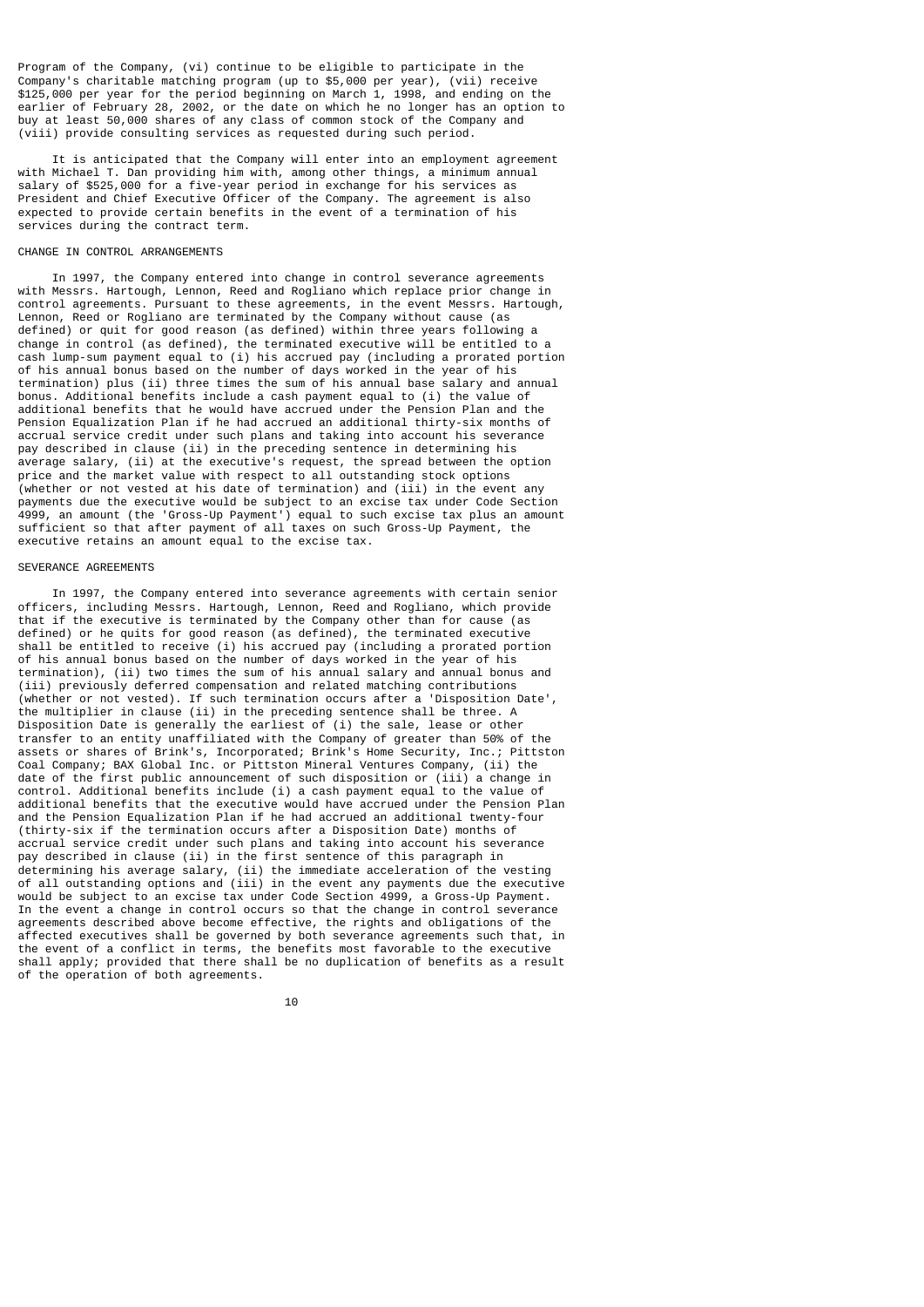Program of the Company, (vi) continue to be eligible to participate in the Company's charitable matching program (up to $5,000 per year), (vii) receive $125,000 per year for the period beginning on March 1, 1998, and ending on the earlier of February 28, 2002, or the date on which he no longer has an option to buy at least 50,000 shares of any class of common stock of the Company and (viii) provide consulting services as requested during such period.

It is anticipated that the Company will enter into an employment agreement with Michael T. Dan providing him with, among other things, a minimum annual salary of $525,000 for a five-year period in exchange for his services as President and Chief Executive Officer of the Company. The agreement is also expected to provide certain benefits in the event of a termination of his services during the contract term.

## CHANGE IN CONTROL ARRANGEMENTS

In 1997, the Company entered into change in control severance agreements with Messrs. Hartough, Lennon, Reed and Rogliano which replace prior change in control agreements. Pursuant to these agreements, in the event Messrs. Hartough, Lennon, Reed or Rogliano are terminated by the Company without cause (as defined) or quit for good reason (as defined) within three years following a change in control (as defined), the terminated executive will be entitled to a cash lump-sum payment equal to (i) his accrued pay (including a prorated portion of his annual bonus based on the number of days worked in the year of his termination) plus (ii) three times the sum of his annual base salary and annual bonus. Additional benefits include a cash payment equal to (i) the value of additional benefits that he would have accrued under the Pension Plan and the Pension Equalization Plan if he had accrued an additional thirty-six months of accrual service credit under such plans and taking into account his severance pay described in clause (ii) in the preceding sentence in determining his average salary, (ii) at the executive's request, the spread between the option price and the market value with respect to all outstanding stock options (whether or not vested at his date of termination) and (iii) in the event any payments due the executive would be subject to an excise tax under Code Section 4999, an amount (the 'Gross-Up Payment') equal to such excise tax plus an amount sufficient so that after payment of all taxes on such Gross-Up Payment, the executive retains an amount equal to the excise tax.

## SEVERANCE AGREEMENTS

In 1997, the Company entered into severance agreements with certain senior officers, including Messrs. Hartough, Lennon, Reed and Rogliano, which provide that if the executive is terminated by the Company other than for cause (as defined) or he quits for good reason (as defined), the terminated executive shall be entitled to receive (i) his accrued pay (including a prorated portion of his annual bonus based on the number of days worked in the year of his termination), (ii) two times the sum of his annual salary and annual bonus and (iii) previously deferred compensation and related matching contributions (whether or not vested). If such termination occurs after a 'Disposition Date', the multiplier in clause (ii) in the preceding sentence shall be three. A Disposition Date is generally the earliest of (i) the sale, lease or other transfer to an entity unaffiliated with the Company of greater than 50% of the assets or shares of Brink's, Incorporated; Brink's Home Security, Inc.; Pittston Coal Company; BAX Global Inc. or Pittston Mineral Ventures Company, (ii) the date of the first public announcement of such disposition or (iii) a change in control. Additional benefits include (i) a cash payment equal to the value of additional benefits that the executive would have accrued under the Pension Plan and the Pension Equalization Plan if he had accrued an additional twenty-four (thirty-six if the termination occurs after a Disposition Date) months of accrual service credit under such plans and taking into account his severance pay described in clause (ii) in the first sentence of this paragraph in determining his average salary, (ii) the immediate acceleration of the vesting of all outstanding options and (iii) in the event any payments due the executive would be subject to an excise tax under Code Section 4999, a Gross-Up Payment. In the event a change in control occurs so that the change in control severance agreements described above become effective, the rights and obligations of the affected executives shall be governed by both severance agreements such that, in the event of a conflict in terms, the benefits most favorable to the executive shall apply; provided that there shall be no duplication of benefits as a result of the operation of both agreements.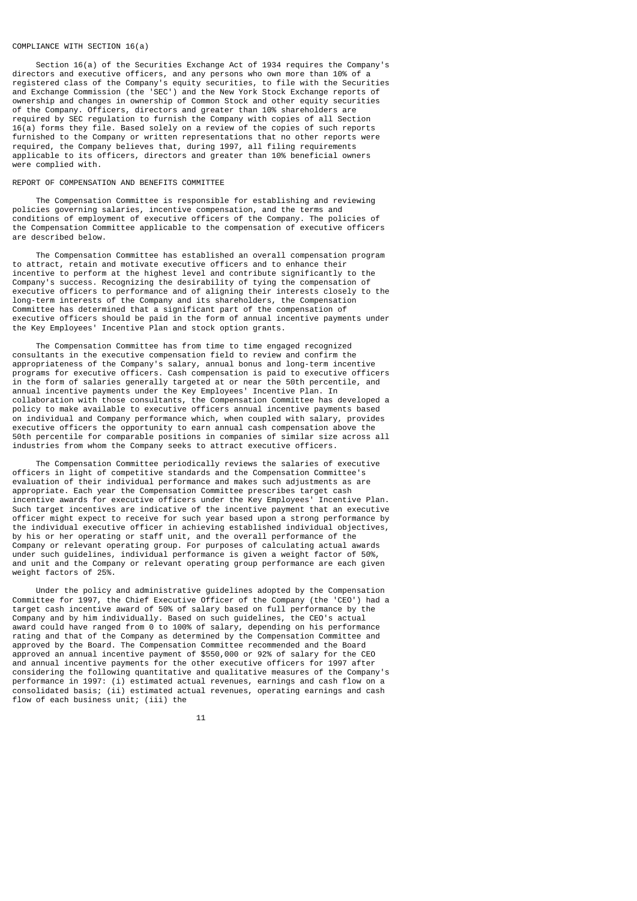## COMPLIANCE WITH SECTION 16(a)

Section 16(a) of the Securities Exchange Act of 1934 requires the Company's directors and executive officers, and any persons who own more than 10% of a registered class of the Company's equity securities, to file with the Securities and Exchange Commission (the 'SEC') and the New York Stock Exchange reports of ownership and changes in ownership of Common Stock and other equity securities of the Company. Officers, directors and greater than 10% shareholders are required by SEC regulation to furnish the Company with copies of all Section 16(a) forms they file. Based solely on a review of the copies of such reports furnished to the Company or written representations that no other reports were required, the Company believes that, during 1997, all filing requirements applicable to its officers, directors and greater than 10% beneficial owners were complied with.

## REPORT OF COMPENSATION AND BENEFITS COMMITTEE

The Compensation Committee is responsible for establishing and reviewing policies governing salaries, incentive compensation, and the terms and conditions of employment of executive officers of the Company. The policies of the Compensation Committee applicable to the compensation of executive officers are described below.

The Compensation Committee has established an overall compensation program to attract, retain and motivate executive officers and to enhance their incentive to perform at the highest level and contribute significantly to the Company's success. Recognizing the desirability of tying the compensation of executive officers to performance and of aligning their interests closely to the long-term interests of the Company and its shareholders, the Compensation Committee has determined that a significant part of the compensation of executive officers should be paid in the form of annual incentive payments under the Key Employees' Incentive Plan and stock option grants.

The Compensation Committee has from time to time engaged recognized consultants in the executive compensation field to review and confirm the appropriateness of the Company's salary, annual bonus and long-term incentive programs for executive officers. Cash compensation is paid to executive officers in the form of salaries generally targeted at or near the 50th percentile, and annual incentive payments under the Key Employees' Incentive Plan. In collaboration with those consultants, the Compensation Committee has developed a policy to make available to executive officers annual incentive payments based on individual and Company performance which, when coupled with salary, provides executive officers the opportunity to earn annual cash compensation above the 50th percentile for comparable positions in companies of similar size across all industries from whom the Company seeks to attract executive officers.

The Compensation Committee periodically reviews the salaries of executive officers in light of competitive standards and the Compensation Committee's evaluation of their individual performance and makes such adjustments as are appropriate. Each year the Compensation Committee prescribes target cash incentive awards for executive officers under the Key Employees' Incentive Plan. Such target incentives are indicative of the incentive payment that an executive officer might expect to receive for such year based upon a strong performance by the individual executive officer in achieving established individual objectives, by his or her operating or staff unit, and the overall performance of the Company or relevant operating group. For purposes of calculating actual awards under such guidelines, individual performance is given a weight factor of 50%, and unit and the Company or relevant operating group performance are each given weight factors of 25%.

Under the policy and administrative guidelines adopted by the Compensation Committee for 1997, the Chief Executive Officer of the Company (the 'CEO') had a target cash incentive award of 50% of salary based on full performance by the Company and by him individually. Based on such guidelines, the CEO's actual award could have ranged from 0 to 100% of salary, depending on his performance rating and that of the Company as determined by the Compensation Committee and approved by the Board. The Compensation Committee recommended and the Board approved an annual incentive payment of $550,000 or 92% of salary for the CEO and annual incentive payments for the other executive officers for 1997 after considering the following quantitative and qualitative measures of the Company's performance in 1997: (i) estimated actual revenues, earnings and cash flow on a consolidated basis; (ii) estimated actual revenues, operating earnings and cash flow of each business unit; (iii) the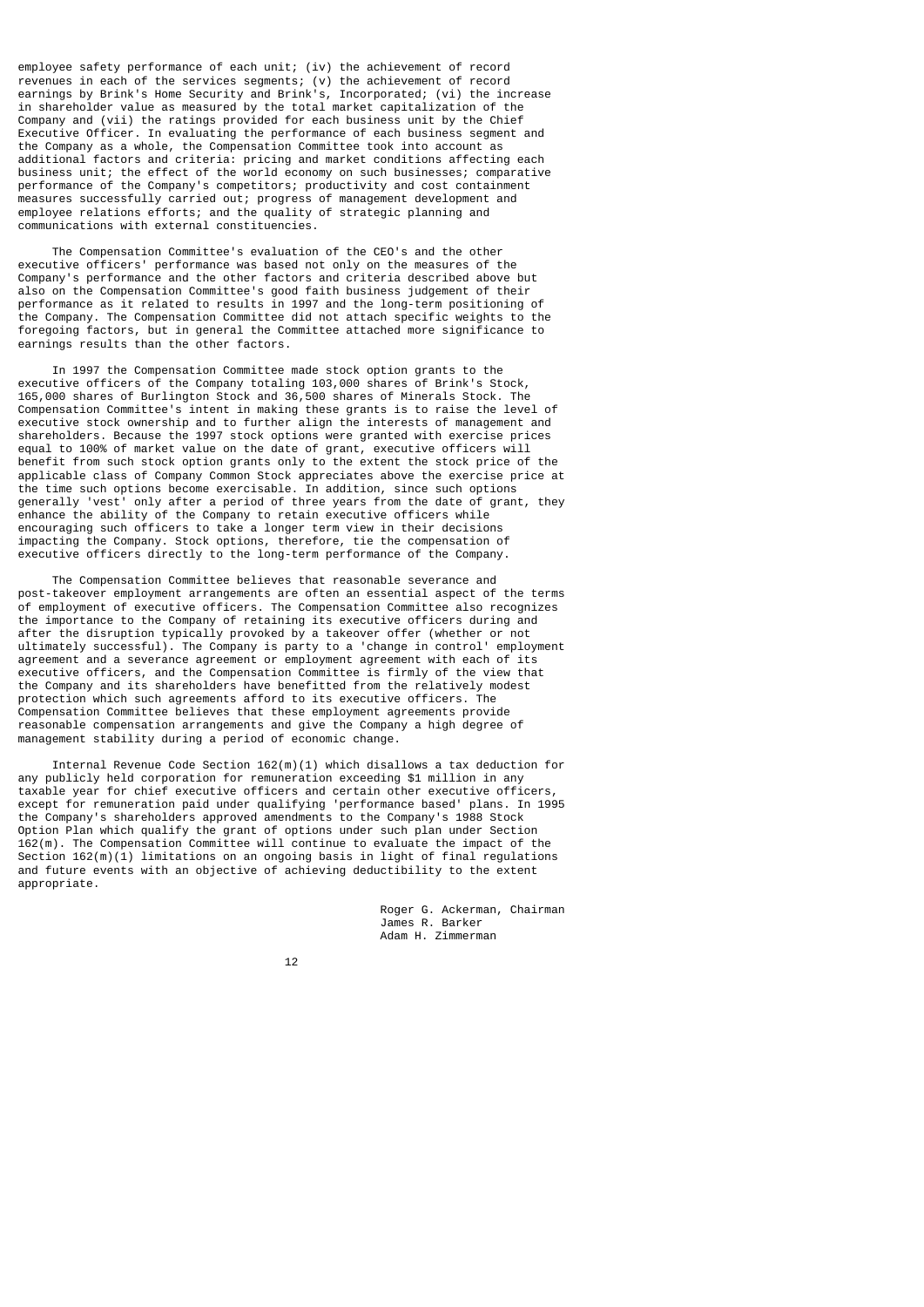employee safety performance of each unit; (iv) the achievement of record revenues in each of the services segments; (v) the achievement of record earnings by Brink's Home Security and Brink's, Incorporated; (vi) the increase in shareholder value as measured by the total market capitalization of the Company and (vii) the ratings provided for each business unit by the Chief Executive Officer. In evaluating the performance of each business segment and the Company as a whole, the Compensation Committee took into account as additional factors and criteria: pricing and market conditions affecting each business unit; the effect of the world economy on such businesses; comparative performance of the Company's competitors; productivity and cost containment measures successfully carried out; progress of management development and employee relations efforts; and the quality of strategic planning and communications with external constituencies.

The Compensation Committee's evaluation of the CEO's and the other executive officers' performance was based not only on the measures of the Company's performance and the other factors and criteria described above but also on the Compensation Committee's good faith business judgement of their performance as it related to results in 1997 and the long-term positioning of the Company. The Compensation Committee did not attach specific weights to the foregoing factors, but in general the Committee attached more significance to earnings results than the other factors.

In 1997 the Compensation Committee made stock option grants to the executive officers of the Company totaling 103,000 shares of Brink's Stock, 165,000 shares of Burlington Stock and 36,500 shares of Minerals Stock. The Compensation Committee's intent in making these grants is to raise the level of executive stock ownership and to further align the interests of management and shareholders. Because the 1997 stock options were granted with exercise prices equal to 100% of market value on the date of grant, executive officers will benefit from such stock option grants only to the extent the stock price of the applicable class of Company Common Stock appreciates above the exercise price at the time such options become exercisable. In addition, since such options generally 'vest' only after a period of three years from the date of grant, they enhance the ability of the Company to retain executive officers while encouraging such officers to take a longer term view in their decisions impacting the Company. Stock options, therefore, tie the compensation of executive officers directly to the long-term performance of the Company.

The Compensation Committee believes that reasonable severance and post-takeover employment arrangements are often an essential aspect of the terms of employment of executive officers. The Compensation Committee also recognizes the importance to the Company of retaining its executive officers during and after the disruption typically provoked by a takeover offer (whether or not ultimately successful). The Company is party to a 'change in control' employment agreement and a severance agreement or employment agreement with each of its executive officers, and the Compensation Committee is firmly of the view that the Company and its shareholders have benefitted from the relatively modest protection which such agreements afford to its executive officers. The Compensation Committee believes that these employment agreements provide reasonable compensation arrangements and give the Company a high degree of management stability during a period of economic change.

Internal Revenue Code Section 162(m)(1) which disallows a tax deduction for any publicly held corporation for remuneration exceeding $1 million in any taxable year for chief executive officers and certain other executive officers, except for remuneration paid under qualifying 'performance based' plans. In 1995 the Company's shareholders approved amendments to the Company's 1988 Stock Option Plan which qualify the grant of options under such plan under Section 162(m). The Compensation Committee will continue to evaluate the impact of the Section 162(m)(1) limitations on an ongoing basis in light of final regulations and future events with an objective of achieving deductibility to the extent appropriate.

Roger G. Ackerman, Chairman
James R. Barker
Adam H. Zimmerman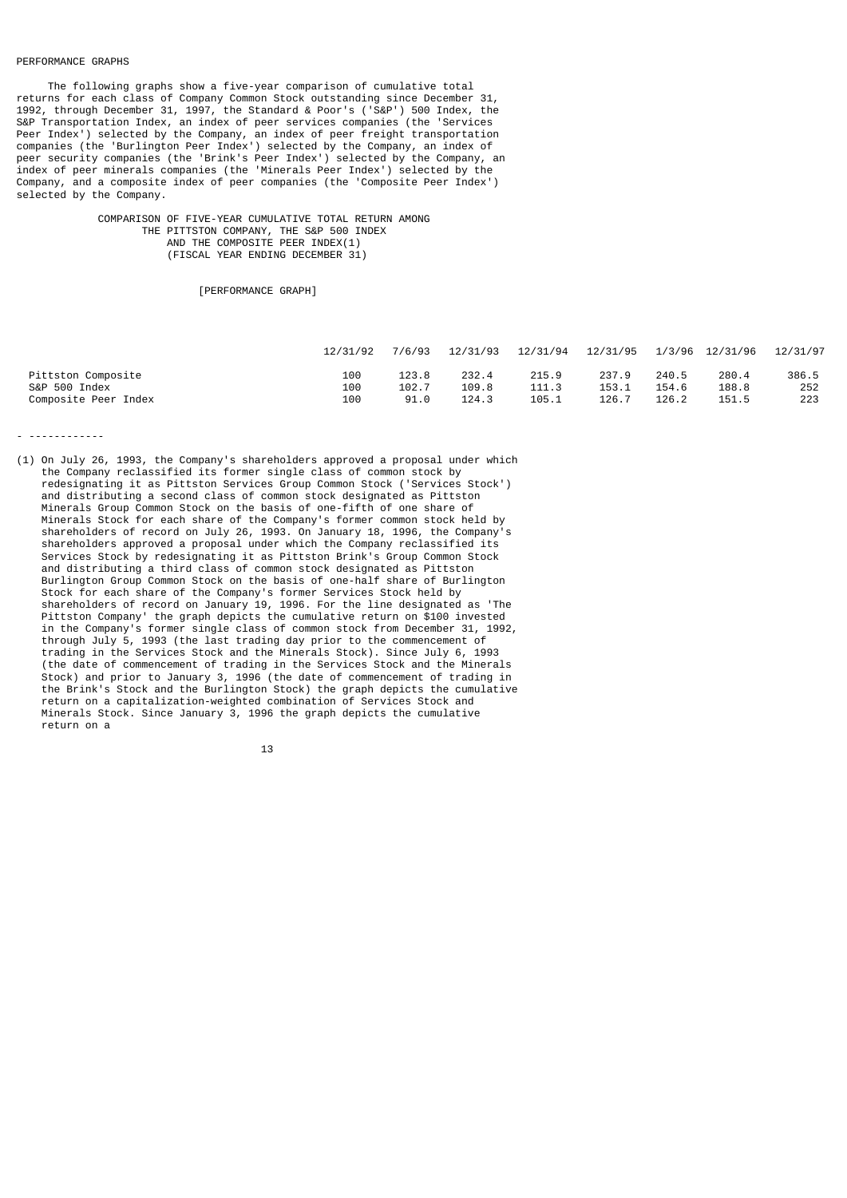PERFORMANCE GRAPHS

The following graphs show a five-year comparison of cumulative total returns for each class of Company Common Stock outstanding since December 31, 1992, through December 31, 1997, the Standard & Poor's ('S&P') 500 Index, the S&P Transportation Index, an index of peer services companies (the 'Services Peer Index') selected by the Company, an index of peer freight transportation companies (the 'Burlington Peer Index') selected by the Company, an index of peer security companies (the 'Brink's Peer Index') selected by the Company, an index of peer minerals companies (the 'Minerals Peer Index') selected by the Company, and a composite index of peer companies (the 'Composite Peer Index') selected by the Company.

COMPARISON OF FIVE-YEAR CUMULATIVE TOTAL RETURN AMONG
THE PITTSTON COMPANY, THE S&P 500 INDEX
AND THE COMPOSITE PEER INDEX(1)
(FISCAL YEAR ENDING DECEMBER 31)

[PERFORMANCE GRAPH]

| | 12/31/92 | 7/6/93 | 12/31/93 | 12/31/94 | 12/31/95 | 1/3/96 | 12/31/96 | 12/31/97 |
|---|---|---|---|---|---|---|---|---|
| Pittston Composite | 100 | 123.8 | 232.4 | 215.9 | 237.9 | 240.5 | 280.4 | 386.5 |
| S&P 500 Index | 100 | 102.7 | 109.8 | 111.3 | 153.1 | 154.6 | 188.8 | 252 |
| Composite Peer Index | 100 | 91.0 | 124.3 | 105.1 | 126.7 | 126.2 | 151.5 | 223 |

- ------------

(1) On July 26, 1993, the Company's shareholders approved a proposal under which the Company reclassified its former single class of common stock by redesignating it as Pittston Services Group Common Stock ('Services Stock') and distributing a second class of common stock designated as Pittston Minerals Group Common Stock on the basis of one-fifth of one share of Minerals Stock for each share of the Company's former common stock held by shareholders of record on July 26, 1993. On January 18, 1996, the Company's shareholders approved a proposal under which the Company reclassified its Services Stock by redesignating it as Pittston Brink's Group Common Stock and distributing a third class of common stock designated as Pittston Burlington Group Common Stock on the basis of one-half share of Burlington Stock for each share of the Company's former Services Stock held by shareholders of record on January 19, 1996. For the line designated as 'The Pittston Company' the graph depicts the cumulative return on $100 invested in the Company's former single class of common stock from December 31, 1992, through July 5, 1993 (the last trading day prior to the commencement of trading in the Services Stock and the Minerals Stock). Since July 6, 1993 (the date of commencement of trading in the Services Stock and the Minerals Stock) and prior to January 3, 1996 (the date of commencement of trading in the Brink's Stock and the Burlington Stock) the graph depicts the cumulative return on a capitalization-weighted combination of Services Stock and Minerals Stock. Since January 3, 1996 the graph depicts the cumulative return on a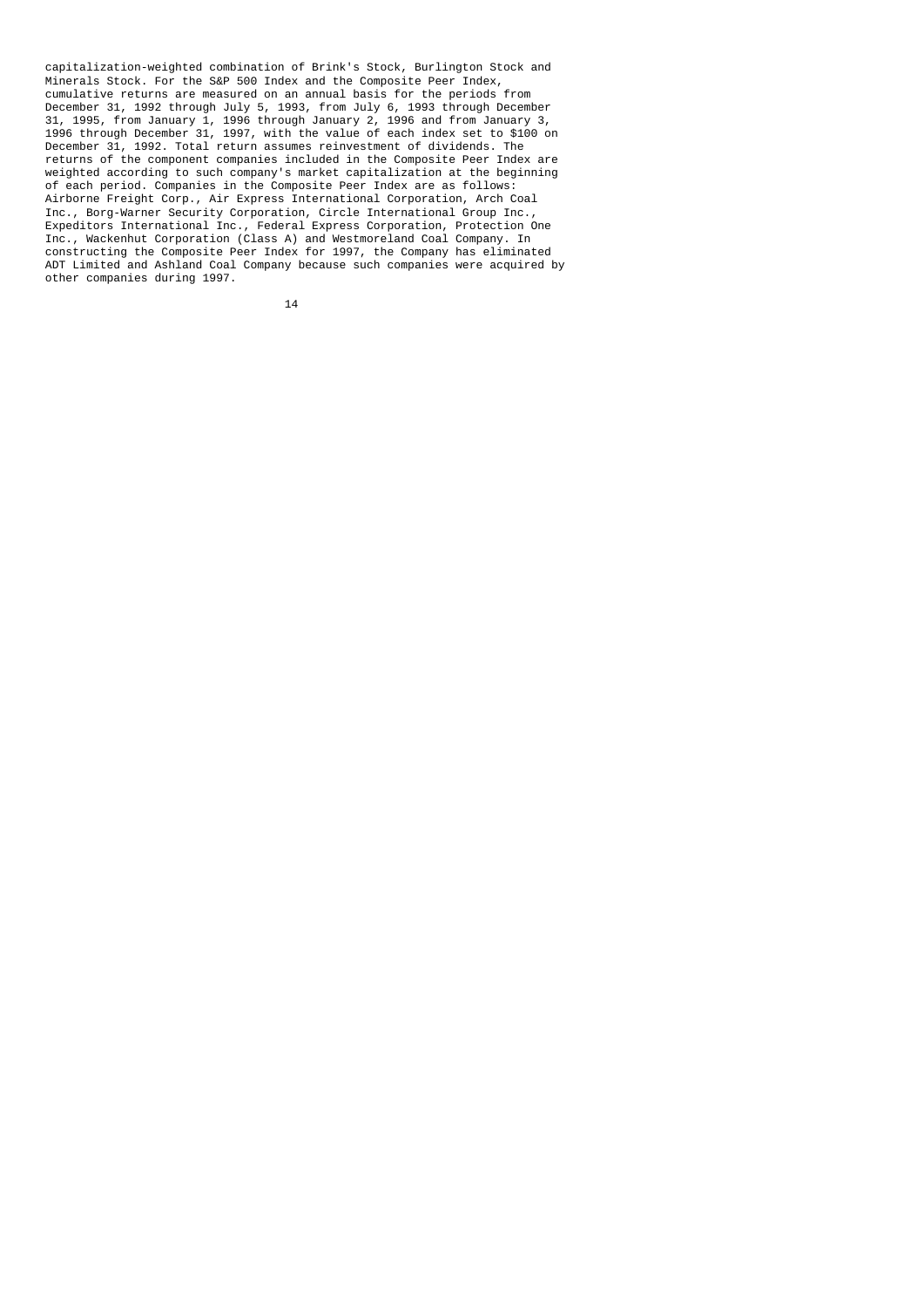capitalization-weighted combination of Brink's Stock, Burlington Stock and Minerals Stock. For the S&P 500 Index and the Composite Peer Index, cumulative returns are measured on an annual basis for the periods from December 31, 1992 through July 5, 1993, from July 6, 1993 through December 31, 1995, from January 1, 1996 through January 2, 1996 and from January 3, 1996 through December 31, 1997, with the value of each index set to $100 on December 31, 1992. Total return assumes reinvestment of dividends. The returns of the component companies included in the Composite Peer Index are weighted according to such company's market capitalization at the beginning of each period. Companies in the Composite Peer Index are as follows: Airborne Freight Corp., Air Express International Corporation, Arch Coal Inc., Borg-Warner Security Corporation, Circle International Group Inc., Expeditors International Inc., Federal Express Corporation, Protection One Inc., Wackenhut Corporation (Class A) and Westmoreland Coal Company. In constructing the Composite Peer Index for 1997, the Company has eliminated ADT Limited and Ashland Coal Company because such companies were acquired by other companies during 1997.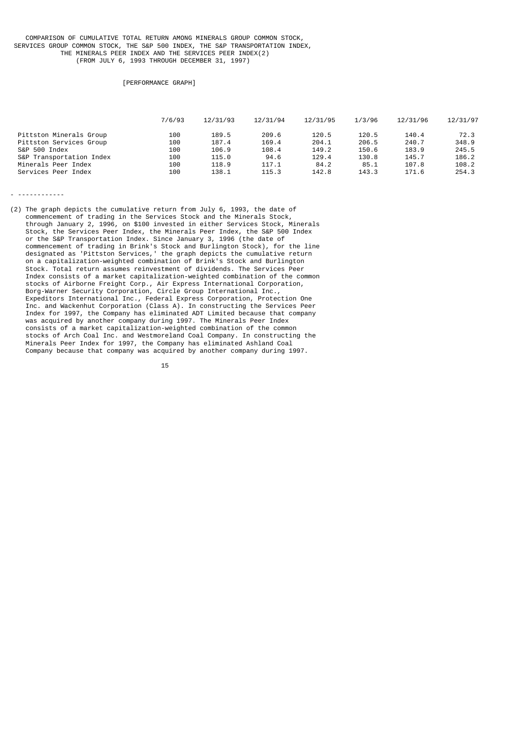COMPARISON OF CUMULATIVE TOTAL RETURN AMONG MINERALS GROUP COMMON STOCK, SERVICES GROUP COMMON STOCK, THE S&P 500 INDEX, THE S&P TRANSPORTATION INDEX, THE MINERALS PEER INDEX AND THE SERVICES PEER INDEX(2)
(FROM JULY 6, 1993 THROUGH DECEMBER 31, 1997)

[PERFORMANCE GRAPH]

| | 7/6/93 | 12/31/93 | 12/31/94 | 12/31/95 | 1/3/96 | 12/31/96 | 12/31/97 |
|---|---|---|---|---|---|---|---|
| Pittston Minerals Group | 100 | 189.5 | 209.6 | 120.5 | 120.5 | 140.4 | 72.3 |
| Pittston Services Group | 100 | 187.4 | 169.4 | 204.1 | 206.5 | 240.7 | 348.9 |
| S&P 500 Index | 100 | 106.9 | 108.4 | 149.2 | 150.6 | 183.9 | 245.5 |
| S&P Transportation Index | 100 | 115.0 | 94.6 | 129.4 | 130.8 | 145.7 | 186.2 |
| Minerals Peer Index | 100 | 118.9 | 117.1 | 84.2 | 85.1 | 107.8 | 108.2 |
| Services Peer Index | 100 | 138.1 | 115.3 | 142.8 | 143.3 | 171.6 | 254.3 |

- ------------

(2) The graph depicts the cumulative return from July 6, 1993, the date of commencement of trading in the Services Stock and the Minerals Stock, through January 2, 1996, on $100 invested in either Services Stock, Minerals Stock, the Services Peer Index, the Minerals Peer Index, the S&P 500 Index or the S&P Transportation Index. Since January 3, 1996 (the date of commencement of trading in Brink's Stock and Burlington Stock), for the line designated as 'Pittston Services,' the graph depicts the cumulative return on a capitalization-weighted combination of Brink's Stock and Burlington Stock. Total return assumes reinvestment of dividends. The Services Peer Index consists of a market capitalization-weighted combination of the common stocks of Airborne Freight Corp., Air Express International Corporation, Borg-Warner Security Corporation, Circle Group International Inc., Expeditors International Inc., Federal Express Corporation, Protection One Inc. and Wackenhut Corporation (Class A). In constructing the Services Peer Index for 1997, the Company has eliminated ADT Limited because that company was acquired by another company during 1997. The Minerals Peer Index consists of a market capitalization-weighted combination of the common stocks of Arch Coal Inc. and Westmoreland Coal Company. In constructing the Minerals Peer Index for 1997, the Company has eliminated Ashland Coal Company because that company was acquired by another company during 1997.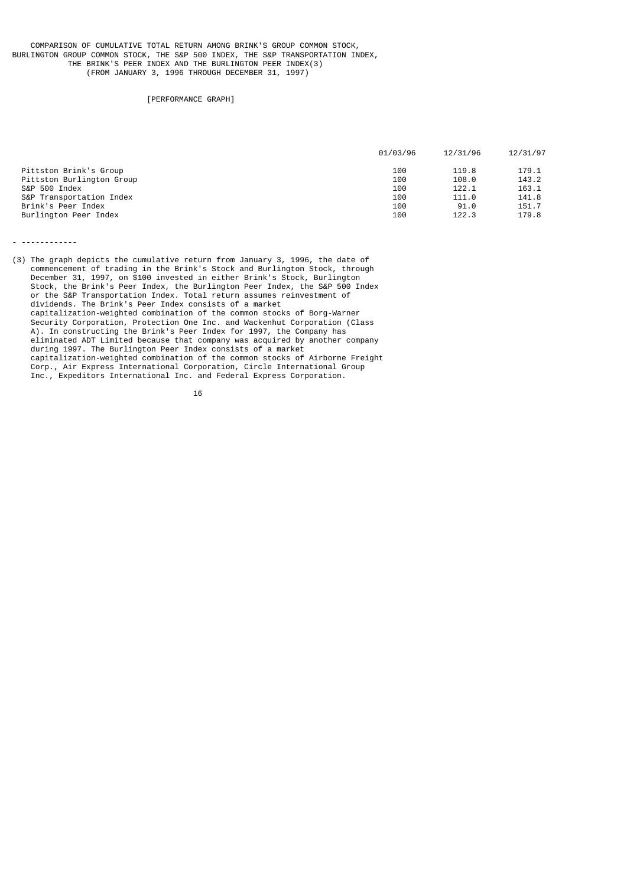COMPARISON OF CUMULATIVE TOTAL RETURN AMONG BRINK'S GROUP COMMON STOCK, BURLINGTON GROUP COMMON STOCK, THE S&P 500 INDEX, THE S&P TRANSPORTATION INDEX, THE BRINK'S PEER INDEX AND THE BURLINGTON PEER INDEX(3) (FROM JANUARY 3, 1996 THROUGH DECEMBER 31, 1997)

[PERFORMANCE GRAPH]

| | 01/03/96 | 12/31/96 | 12/31/97 |
|---|---|---|---|
| Pittston Brink's Group | 100 | 119.8 | 179.1 |
| Pittston Burlington Group | 100 | 108.0 | 143.2 |
| S&P 500 Index | 100 | 122.1 | 163.1 |
| S&P Transportation Index | 100 | 111.0 | 141.8 |
| Brink's Peer Index | 100 | 91.0 | 151.7 |
| Burlington Peer Index | 100 | 122.3 | 179.8 |

- ------------

(3) The graph depicts the cumulative return from January 3, 1996, the date of commencement of trading in the Brink's Stock and Burlington Stock, through December 31, 1997, on $100 invested in either Brink's Stock, Burlington Stock, the Brink's Peer Index, the Burlington Peer Index, the S&P 500 Index or the S&P Transportation Index. Total return assumes reinvestment of dividends. The Brink's Peer Index consists of a market capitalization-weighted combination of the common stocks of Borg-Warner Security Corporation, Protection One Inc. and Wackenhut Corporation (Class A). In constructing the Brink's Peer Index for 1997, the Company has eliminated ADT Limited because that company was acquired by another company during 1997. The Burlington Peer Index consists of a market capitalization-weighted combination of the common stocks of Airborne Freight Corp., Air Express International Corporation, Circle International Group Inc., Expeditors International Inc. and Federal Express Corporation.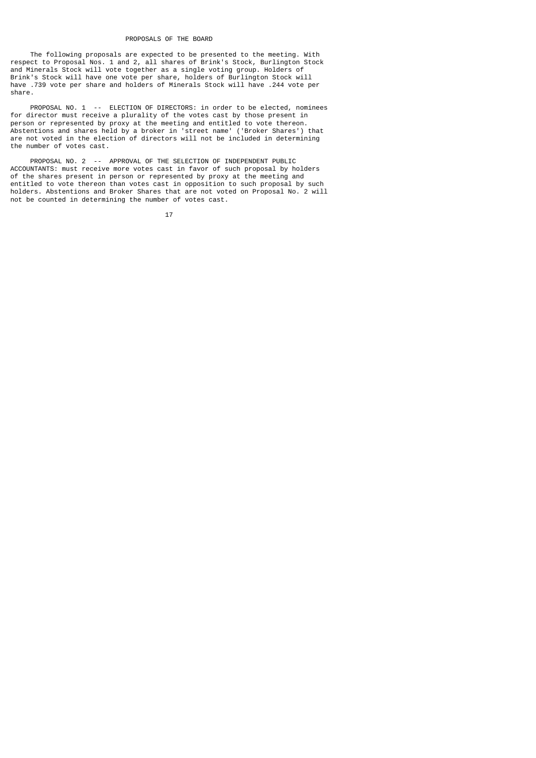## PROPOSALS OF THE BOARD

The following proposals are expected to be presented to the meeting. With respect to Proposal Nos. 1 and 2, all shares of Brink's Stock, Burlington Stock and Minerals Stock will vote together as a single voting group. Holders of Brink's Stock will have one vote per share, holders of Burlington Stock will have .739 vote per share and holders of Minerals Stock will have .244 vote per share.

PROPOSAL NO. 1 -- ELECTION OF DIRECTORS: in order to be elected, nominees for director must receive a plurality of the votes cast by those present in person or represented by proxy at the meeting and entitled to vote thereon. Abstentions and shares held by a broker in 'street name' ('Broker Shares') that are not voted in the election of directors will not be included in determining the number of votes cast.

PROPOSAL NO. 2 -- APPROVAL OF THE SELECTION OF INDEPENDENT PUBLIC ACCOUNTANTS: must receive more votes cast in favor of such proposal by holders of the shares present in person or represented by proxy at the meeting and entitled to vote thereon than votes cast in opposition to such proposal by such holders. Abstentions and Broker Shares that are not voted on Proposal No. 2 will not be counted in determining the number of votes cast.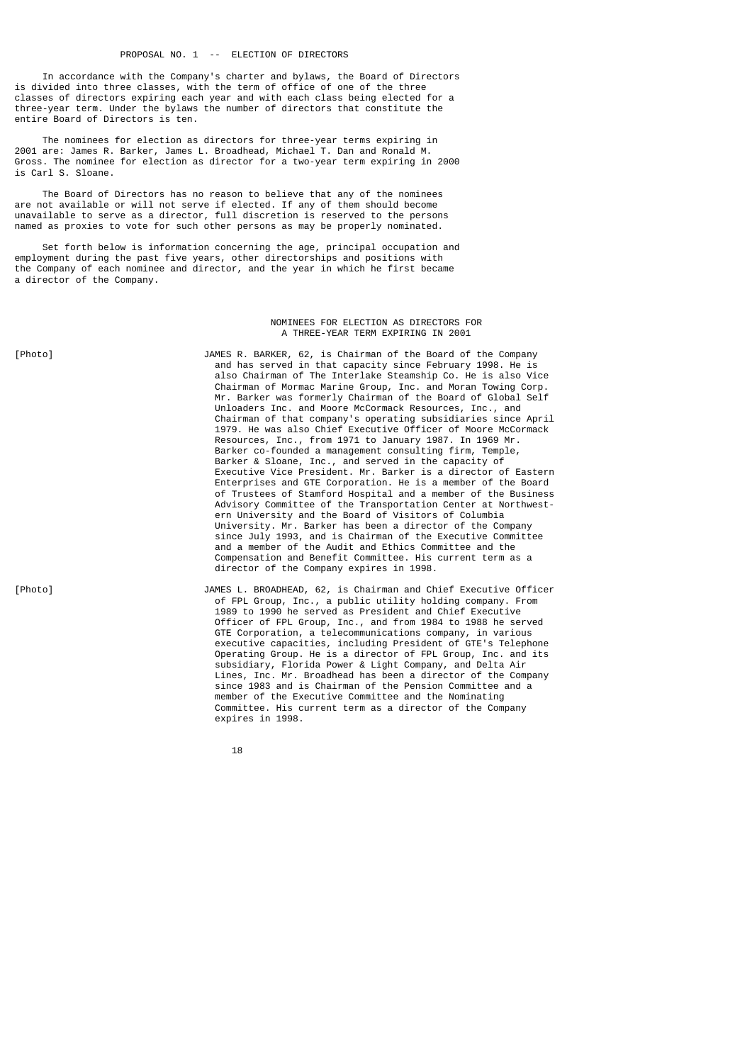## PROPOSAL NO. 1 -- ELECTION OF DIRECTORS

In accordance with the Company's charter and bylaws, the Board of Directors is divided into three classes, with the term of office of one of the three classes of directors expiring each year and with each class being elected for a three-year term. Under the bylaws the number of directors that constitute the entire Board of Directors is ten.

The nominees for election as directors for three-year terms expiring in 2001 are: James R. Barker, James L. Broadhead, Michael T. Dan and Ronald M. Gross. The nominee for election as director for a two-year term expiring in 2000 is Carl S. Sloane.

The Board of Directors has no reason to believe that any of the nominees are not available or will not serve if elected. If any of them should become unavailable to serve as a director, full discretion is reserved to the persons named as proxies to vote for such other persons as may be properly nominated.

Set forth below is information concerning the age, principal occupation and employment during the past five years, other directorships and positions with the Company of each nominee and director, and the year in which he first became a director of the Company.

### NOMINEES FOR ELECTION AS DIRECTORS FOR A THREE-YEAR TERM EXPIRING IN 2001

[Photo]

JAMES R. BARKER, 62, is Chairman of the Board of the Company and has served in that capacity since February 1998. He is also Chairman of The Interlake Steamship Co. He is also Vice Chairman of Mormac Marine Group, Inc. and Moran Towing Corp. Mr. Barker was formerly Chairman of the Board of Global Self Unloaders Inc. and Moore McCormack Resources, Inc., and Chairman of that company's operating subsidiaries since April 1979. He was also Chief Executive Officer of Moore McCormack Resources, Inc., from 1971 to January 1987. In 1969 Mr. Barker co-founded a management consulting firm, Temple, Barker & Sloane, Inc., and served in the capacity of Executive Vice President. Mr. Barker is a director of Eastern Enterprises and GTE Corporation. He is a member of the Board of Trustees of Stamford Hospital and a member of the Business Advisory Committee of the Transportation Center at Northwestern University and the Board of Visitors of Columbia University. Mr. Barker has been a director of the Company since July 1993, and is Chairman of the Executive Committee and a member of the Audit and Ethics Committee and the Compensation and Benefit Committee. His current term as a director of the Company expires in 1998.

[Photo]

JAMES L. BROADHEAD, 62, is Chairman and Chief Executive Officer of FPL Group, Inc., a public utility holding company. From 1989 to 1990 he served as President and Chief Executive Officer of FPL Group, Inc., and from 1984 to 1988 he served GTE Corporation, a telecommunications company, in various executive capacities, including President of GTE's Telephone Operating Group. He is a director of FPL Group, Inc. and its subsidiary, Florida Power & Light Company, and Delta Air Lines, Inc. Mr. Broadhead has been a director of the Company since 1983 and is Chairman of the Pension Committee and a member of the Executive Committee and the Nominating Committee. His current term as a director of the Company expires in 1998.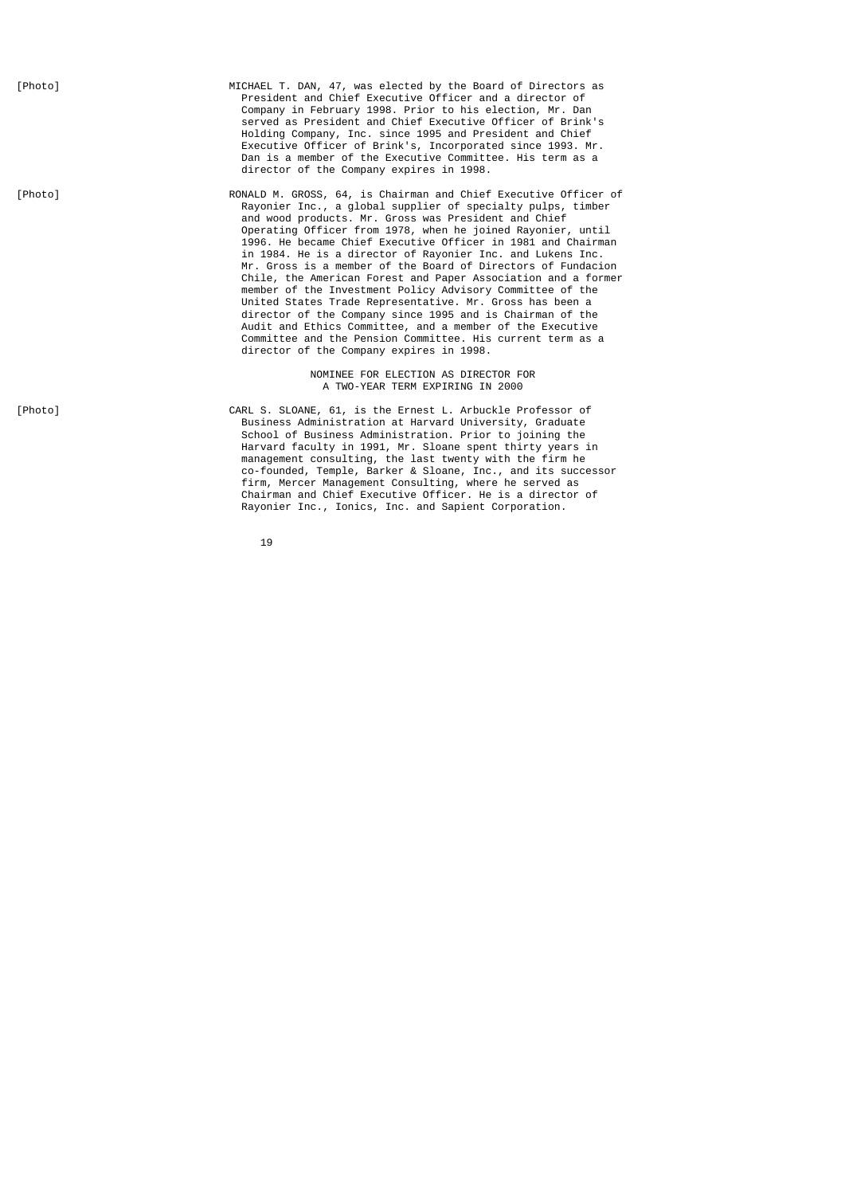[Photo]

MICHAEL T. DAN, 47, was elected by the Board of Directors as President and Chief Executive Officer and a director of Company in February 1998. Prior to his election, Mr. Dan served as President and Chief Executive Officer of Brink's Holding Company, Inc. since 1995 and President and Chief Executive Officer of Brink's, Incorporated since 1993. Mr. Dan is a member of the Executive Committee. His term as a director of the Company expires in 1998.

[Photo]

RONALD M. GROSS, 64, is Chairman and Chief Executive Officer of Rayonier Inc., a global supplier of specialty pulps, timber and wood products. Mr. Gross was President and Chief Operating Officer from 1978, when he joined Rayonier, until 1996. He became Chief Executive Officer in 1981 and Chairman in 1984. He is a director of Rayonier Inc. and Lukens Inc. Mr. Gross is a member of the Board of Directors of Fundacion Chile, the American Forest and Paper Association and a former member of the Investment Policy Advisory Committee of the United States Trade Representative. Mr. Gross has been a director of the Company since 1995 and is Chairman of the Audit and Ethics Committee, and a member of the Executive Committee and the Pension Committee. His current term as a director of the Company expires in 1998.

NOMINEE FOR ELECTION AS DIRECTOR FOR A TWO-YEAR TERM EXPIRING IN 2000

[Photo]

CARL S. SLOANE, 61, is the Ernest L. Arbuckle Professor of Business Administration at Harvard University, Graduate School of Business Administration. Prior to joining the Harvard faculty in 1991, Mr. Sloane spent thirty years in management consulting, the last twenty with the firm he co-founded, Temple, Barker & Sloane, Inc., and its successor firm, Mercer Management Consulting, where he served as Chairman and Chief Executive Officer. He is a director of Rayonier Inc., Ionics, Inc. and Sapient Corporation.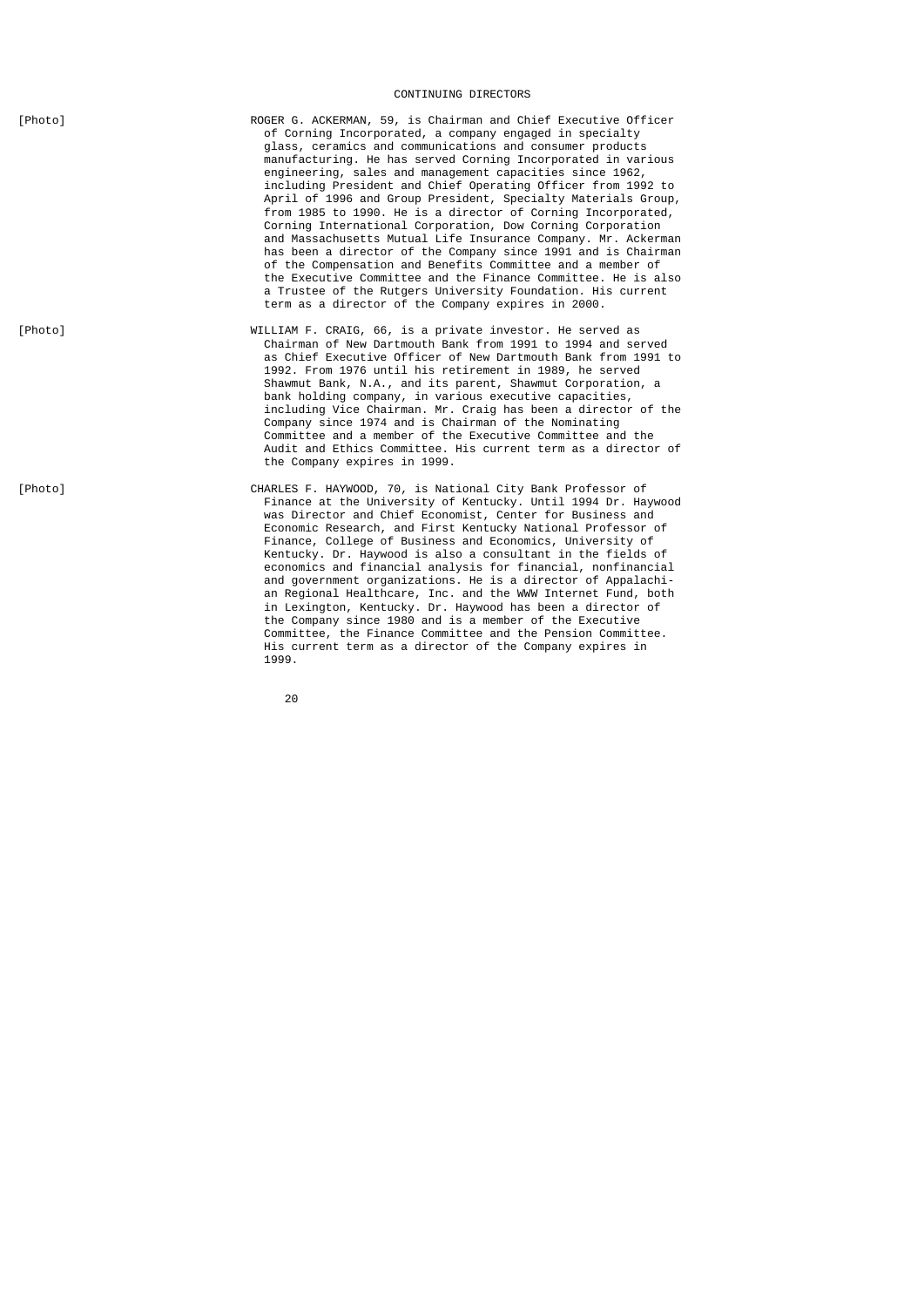## CONTINUING DIRECTORS

[Photo]

ROGER G. ACKERMAN, 59, is Chairman and Chief Executive Officer of Corning Incorporated, a company engaged in specialty glass, ceramics and communications and consumer products manufacturing. He has served Corning Incorporated in various engineering, sales and management capacities since 1962, including President and Chief Operating Officer from 1992 to April of 1996 and Group President, Specialty Materials Group, from 1985 to 1990. He is a director of Corning Incorporated, Corning International Corporation, Dow Corning Corporation and Massachusetts Mutual Life Insurance Company. Mr. Ackerman has been a director of the Company since 1991 and is Chairman of the Compensation and Benefits Committee and a member of the Executive Committee and the Finance Committee. He is also a Trustee of the Rutgers University Foundation. His current term as a director of the Company expires in 2000.

[Photo]

WILLIAM F. CRAIG, 66, is a private investor. He served as Chairman of New Dartmouth Bank from 1991 to 1994 and served as Chief Executive Officer of New Dartmouth Bank from 1991 to 1992. From 1976 until his retirement in 1989, he served Shawmut Bank, N.A., and its parent, Shawmut Corporation, a bank holding company, in various executive capacities, including Vice Chairman. Mr. Craig has been a director of the Company since 1974 and is Chairman of the Nominating Committee and a member of the Executive Committee and the Audit and Ethics Committee. His current term as a director of the Company expires in 1999.

[Photo]

CHARLES F. HAYWOOD, 70, is National City Bank Professor of Finance at the University of Kentucky. Until 1994 Dr. Haywood was Director and Chief Economist, Center for Business and Economic Research, and First Kentucky National Professor of Finance, College of Business and Economics, University of Kentucky. Dr. Haywood is also a consultant in the fields of economics and financial analysis for financial, nonfinancial and government organizations. He is a director of Appalachian Regional Healthcare, Inc. and the WWW Internet Fund, both in Lexington, Kentucky. Dr. Haywood has been a director of the Company since 1980 and is a member of the Executive Committee, the Finance Committee and the Pension Committee. His current term as a director of the Company expires in 1999.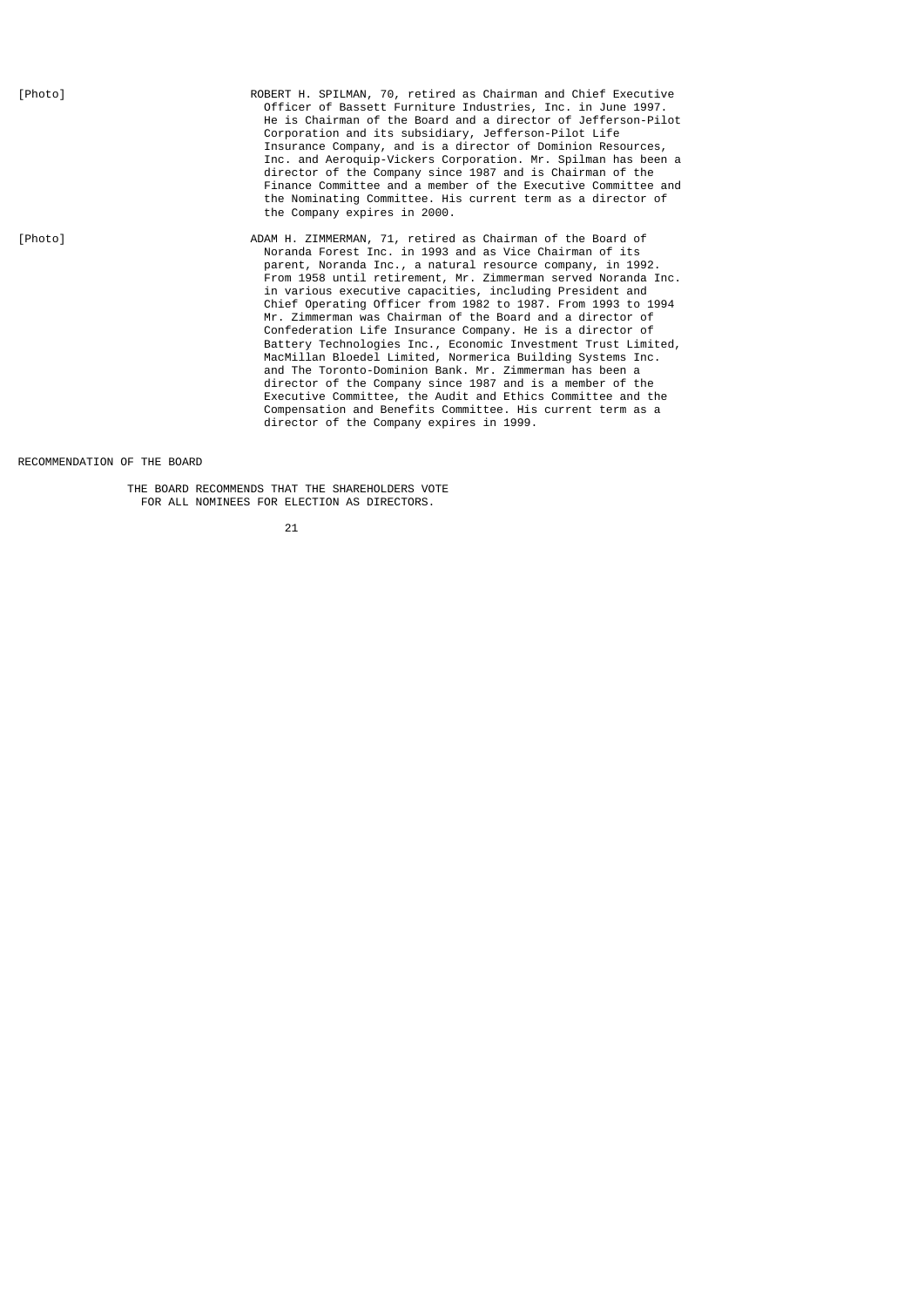[Photo] ROBERT H. SPILMAN, 70, retired as Chairman and Chief Executive Officer of Bassett Furniture Industries, Inc. in June 1997. He is Chairman of the Board and a director of Jefferson-Pilot Corporation and its subsidiary, Jefferson-Pilot Life Insurance Company, and is a director of Dominion Resources, Inc. and Aeroquip-Vickers Corporation. Mr. Spilman has been a director of the Company since 1987 and is Chairman of the Finance Committee and a member of the Executive Committee and the Nominating Committee. His current term as a director of the Company expires in 2000.

[Photo] ADAM H. ZIMMERMAN, 71, retired as Chairman of the Board of Noranda Forest Inc. in 1993 and as Vice Chairman of its parent, Noranda Inc., a natural resource company, in 1992. From 1958 until retirement, Mr. Zimmerman served Noranda Inc. in various executive capacities, including President and Chief Operating Officer from 1982 to 1987. From 1993 to 1994 Mr. Zimmerman was Chairman of the Board and a director of Confederation Life Insurance Company. He is a director of Battery Technologies Inc., Economic Investment Trust Limited, MacMillan Bloedel Limited, Normerica Building Systems Inc. and The Toronto-Dominion Bank. Mr. Zimmerman has been a director of the Company since 1987 and is a member of the Executive Committee, the Audit and Ethics Committee and the Compensation and Benefits Committee. His current term as a director of the Company expires in 1999.

RECOMMENDATION OF THE BOARD

THE BOARD RECOMMENDS THAT THE SHAREHOLDERS VOTE FOR ALL NOMINEES FOR ELECTION AS DIRECTORS.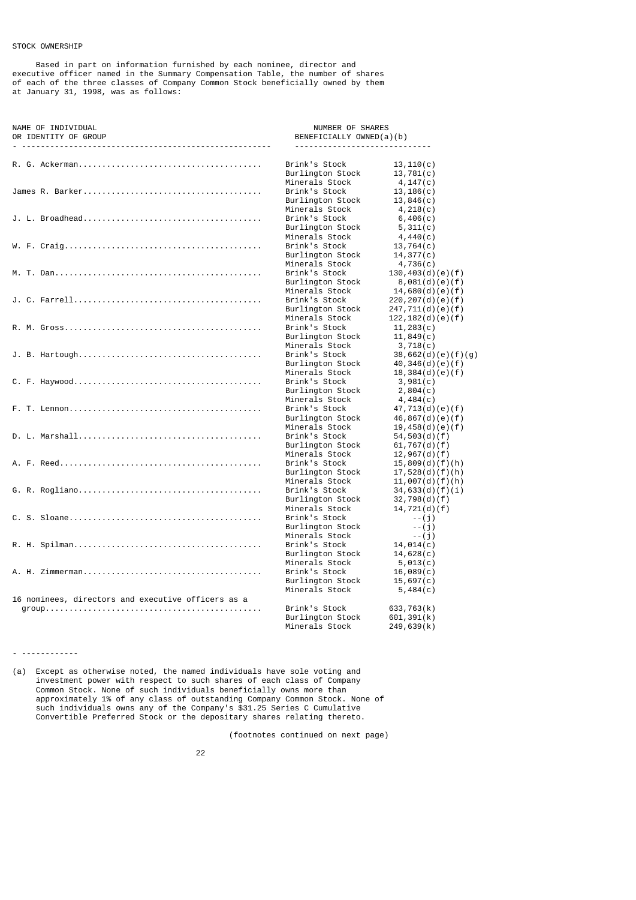STOCK OWNERSHIP

Based in part on information furnished by each nominee, director and executive officer named in the Summary Compensation Table, the number of shares of each of the three classes of Company Common Stock beneficially owned by them at January 31, 1998, was as follows:

| NAME OF INDIVIDUAL OR IDENTITY OF GROUP | NUMBER OF SHARES BENEFICIALLY OWNED(a)(b) | |
|---|---|---|
| R. G. Ackerman | Brink's Stock | 13,110(c) |
| | Burlington Stock | 13,781(c) |
| | Minerals Stock | 4,147(c) |
| James R. Barker | Brink's Stock | 13,186(c) |
| | Burlington Stock | 13,846(c) |
| | Minerals Stock | 4,218(c) |
| J. L. Broadhead | Brink's Stock | 6,406(c) |
| | Burlington Stock | 5,311(c) |
| | Minerals Stock | 4,440(c) |
| W. F. Craig | Brink's Stock | 13,764(c) |
| | Burlington Stock | 14,377(c) |
| | Minerals Stock | 4,736(c) |
| M. T. Dan | Brink's Stock | 130,403(d)(e)(f) |
| | Burlington Stock | 8,081(d)(e)(f) |
| | Minerals Stock | 14,680(d)(e)(f) |
| J. C. Farrell | Brink's Stock | 220,207(d)(e)(f) |
| | Burlington Stock | 247,711(d)(e)(f) |
| | Minerals Stock | 122,182(d)(e)(f) |
| R. M. Gross | Brink's Stock | 11,283(c) |
| | Burlington Stock | 11,849(c) |
| | Minerals Stock | 3,718(c) |
| J. B. Hartough | Brink's Stock | 38,662(d)(e)(f)(g) |
| | Burlington Stock | 40,346(d)(e)(f) |
| | Minerals Stock | 18,384(d)(e)(f) |
| C. F. Haywood | Brink's Stock | 3,981(c) |
| | Burlington Stock | 2,804(c) |
| | Minerals Stock | 4,484(c) |
| F. T. Lennon | Brink's Stock | 47,713(d)(e)(f) |
| | Burlington Stock | 46,867(d)(e)(f) |
| | Minerals Stock | 19,458(d)(e)(f) |
| D. L. Marshall | Brink's Stock | 54,503(d)(f) |
| | Burlington Stock | 61,767(d)(f) |
| | Minerals Stock | 12,967(d)(f) |
| A. F. Reed | Brink's Stock | 15,809(d)(f)(h) |
| | Burlington Stock | 17,528(d)(f)(h) |
| | Minerals Stock | 11,007(d)(f)(h) |
| G. R. Rogliano | Brink's Stock | 34,633(d)(f)(i) |
| | Burlington Stock | 32,798(d)(f) |
| | Minerals Stock | 14,721(d)(f) |
| C. S. Sloane | Brink's Stock | --(j) |
| | Burlington Stock | --(j) |
| | Minerals Stock | --(j) |
| R. H. Spilman | Brink's Stock | 14,014(c) |
| | Burlington Stock | 14,628(c) |
| | Minerals Stock | 5,013(c) |
| A. H. Zimmerman | Brink's Stock | 16,089(c) |
| | Burlington Stock | 15,697(c) |
| | Minerals Stock | 5,484(c) |
| 16 nominees, directors and executive officers as a group | Brink's Stock | 633,763(k) |
| | Burlington Stock | 601,391(k) |
| | Minerals Stock | 249,639(k) |

- ------------

(a) Except as otherwise noted, the named individuals have sole voting and investment power with respect to such shares of each class of Company Common Stock. None of such individuals beneficially owns more than approximately 1% of any class of outstanding Company Common Stock. None of such individuals owns any of the Company's $31.25 Series C Cumulative Convertible Preferred Stock or the depositary shares relating thereto.

(footnotes continued on next page)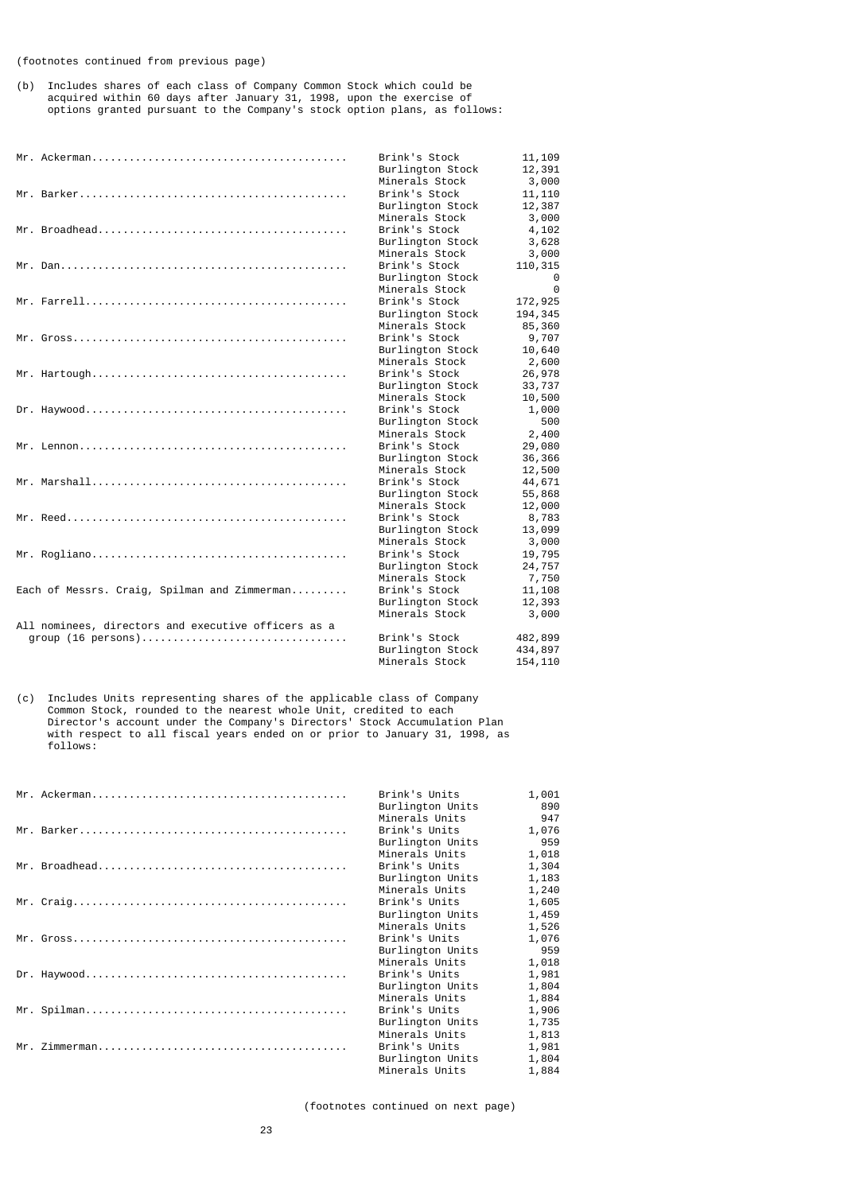(footnotes continued from previous page)

(b) Includes shares of each class of Company Common Stock which could be acquired within 60 days after January 31, 1998, upon the exercise of options granted pursuant to the Company's stock option plans, as follows:

| | | |
|---|---|---|
| Mr. Ackerman | Brink's Stock | 11,109 |
| | Burlington Stock | 12,391 |
| | Minerals Stock | 3,000 |
| Mr. Barker | Brink's Stock | 11,110 |
| | Burlington Stock | 12,387 |
| | Minerals Stock | 3,000 |
| Mr. Broadhead | Brink's Stock | 4,102 |
| | Burlington Stock | 3,628 |
| | Minerals Stock | 3,000 |
| Mr. Dan | Brink's Stock | 110,315 |
| | Burlington Stock | 0 |
| | Minerals Stock | 0 |
| Mr. Farrell | Brink's Stock | 172,925 |
| | Burlington Stock | 194,345 |
| | Minerals Stock | 85,360 |
| Mr. Gross | Brink's Stock | 9,707 |
| | Burlington Stock | 10,640 |
| | Minerals Stock | 2,600 |
| Mr. Hartough | Brink's Stock | 26,978 |
| | Burlington Stock | 33,737 |
| | Minerals Stock | 10,500 |
| Dr. Haywood | Brink's Stock | 1,000 |
| | Burlington Stock | 500 |
| | Minerals Stock | 2,400 |
| Mr. Lennon | Brink's Stock | 29,080 |
| | Burlington Stock | 36,366 |
| | Minerals Stock | 12,500 |
| Mr. Marshall | Brink's Stock | 44,671 |
| | Burlington Stock | 55,868 |
| | Minerals Stock | 12,000 |
| Mr. Reed | Brink's Stock | 8,783 |
| | Burlington Stock | 13,099 |
| | Minerals Stock | 3,000 |
| Mr. Rogliano | Brink's Stock | 19,795 |
| | Burlington Stock | 24,757 |
| | Minerals Stock | 7,750 |
| Each of Messrs. Craig, Spilman and Zimmerman | Brink's Stock | 11,108 |
| | Burlington Stock | 12,393 |
| | Minerals Stock | 3,000 |
| All nominees, directors and executive officers as a group (16 persons) | Brink's Stock | 482,899 |
| | Burlington Stock | 434,897 |
| | Minerals Stock | 154,110 |

(c) Includes Units representing shares of the applicable class of Company Common Stock, rounded to the nearest whole Unit, credited to each Director's account under the Company's Directors' Stock Accumulation Plan with respect to all fiscal years ended on or prior to January 31, 1998, as follows:

| | | |
|---|---|---|
| Mr. Ackerman | Brink's Units | 1,001 |
| | Burlington Units | 890 |
| | Minerals Units | 947 |
| Mr. Barker | Brink's Units | 1,076 |
| | Burlington Units | 959 |
| | Minerals Units | 1,018 |
| Mr. Broadhead | Brink's Units | 1,304 |
| | Burlington Units | 1,183 |
| | Minerals Units | 1,240 |
| Mr. Craig | Brink's Units | 1,605 |
| | Burlington Units | 1,459 |
| | Minerals Units | 1,526 |
| Mr. Gross | Brink's Units | 1,076 |
| | Burlington Units | 959 |
| | Minerals Units | 1,018 |
| Dr. Haywood | Brink's Units | 1,981 |
| | Burlington Units | 1,804 |
| | Minerals Units | 1,884 |
| Mr. Spilman | Brink's Units | 1,906 |
| | Burlington Units | 1,735 |
| | Minerals Units | 1,813 |
| Mr. Zimmerman | Brink's Units | 1,981 |
| | Burlington Units | 1,804 |
| | Minerals Units | 1,884 |

(footnotes continued on next page)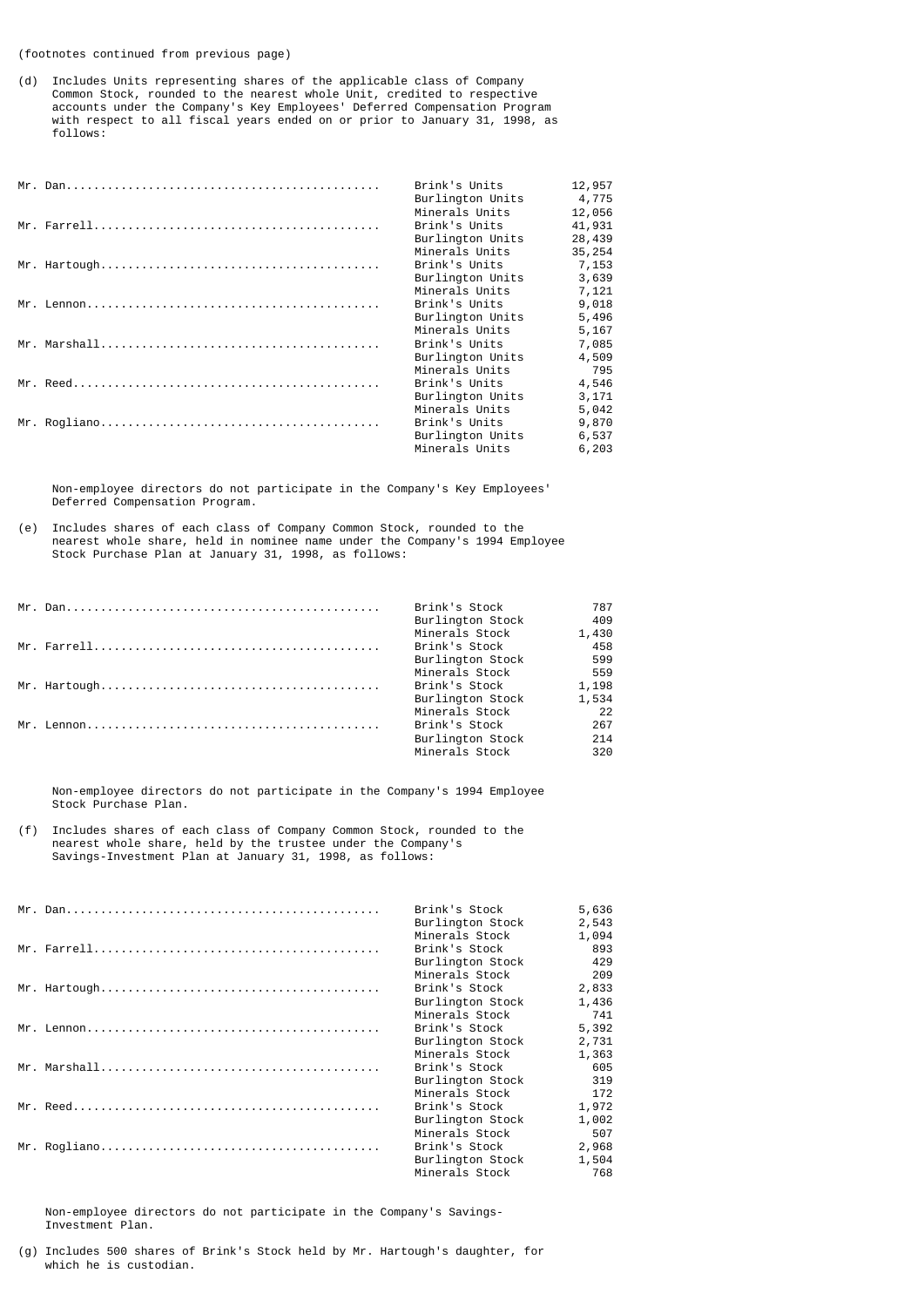(footnotes continued from previous page)

(d) Includes Units representing shares of the applicable class of Company Common Stock, rounded to the nearest whole Unit, credited to respective accounts under the Company's Key Employees' Deferred Compensation Program with respect to all fiscal years ended on or prior to January 31, 1998, as follows:

| | | |
|---|---|---|
| Mr. Dan | Brink's Units | 12,957 |
| | Burlington Units | 4,775 |
| | Minerals Units | 12,056 |
| Mr. Farrell | Brink's Units | 41,931 |
| | Burlington Units | 28,439 |
| | Minerals Units | 35,254 |
| Mr. Hartough | Brink's Units | 7,153 |
| | Burlington Units | 3,639 |
| | Minerals Units | 7,121 |
| Mr. Lennon | Brink's Units | 9,018 |
| | Burlington Units | 5,496 |
| | Minerals Units | 5,167 |
| Mr. Marshall | Brink's Units | 7,085 |
| | Burlington Units | 4,509 |
| | Minerals Units | 795 |
| Mr. Reed | Brink's Units | 4,546 |
| | Burlington Units | 3,171 |
| | Minerals Units | 5,042 |
| Mr. Rogliano | Brink's Units | 9,870 |
| | Burlington Units | 6,537 |
| | Minerals Units | 6,203 |

Non-employee directors do not participate in the Company's Key Employees' Deferred Compensation Program.

(e) Includes shares of each class of Company Common Stock, rounded to the nearest whole share, held in nominee name under the Company's 1994 Employee Stock Purchase Plan at January 31, 1998, as follows:

| | | |
|---|---|---|
| Mr. Dan | Brink's Stock | 787 |
| | Burlington Stock | 409 |
| | Minerals Stock | 1,430 |
| Mr. Farrell | Brink's Stock | 458 |
| | Burlington Stock | 599 |
| | Minerals Stock | 559 |
| Mr. Hartough | Brink's Stock | 1,198 |
| | Burlington Stock | 1,534 |
| | Minerals Stock | 22 |
| Mr. Lennon | Brink's Stock | 267 |
| | Burlington Stock | 214 |
| | Minerals Stock | 320 |

Non-employee directors do not participate in the Company's 1994 Employee Stock Purchase Plan.

(f) Includes shares of each class of Company Common Stock, rounded to the nearest whole share, held by the trustee under the Company's Savings-Investment Plan at January 31, 1998, as follows:

| | | |
|---|---|---|
| Mr. Dan | Brink's Stock | 5,636 |
| | Burlington Stock | 2,543 |
| | Minerals Stock | 1,094 |
| Mr. Farrell | Brink's Stock | 893 |
| | Burlington Stock | 429 |
| | Minerals Stock | 209 |
| Mr. Hartough | Brink's Stock | 2,833 |
| | Burlington Stock | 1,436 |
| | Minerals Stock | 741 |
| Mr. Lennon | Brink's Stock | 5,392 |
| | Burlington Stock | 2,731 |
| | Minerals Stock | 1,363 |
| Mr. Marshall | Brink's Stock | 605 |
| | Burlington Stock | 319 |
| | Minerals Stock | 172 |
| Mr. Reed | Brink's Stock | 1,972 |
| | Burlington Stock | 1,002 |
| | Minerals Stock | 507 |
| Mr. Rogliano | Brink's Stock | 2,968 |
| | Burlington Stock | 1,504 |
| | Minerals Stock | 768 |

Non-employee directors do not participate in the Company's Savings-Investment Plan.

(g) Includes 500 shares of Brink's Stock held by Mr. Hartough's daughter, for which he is custodian.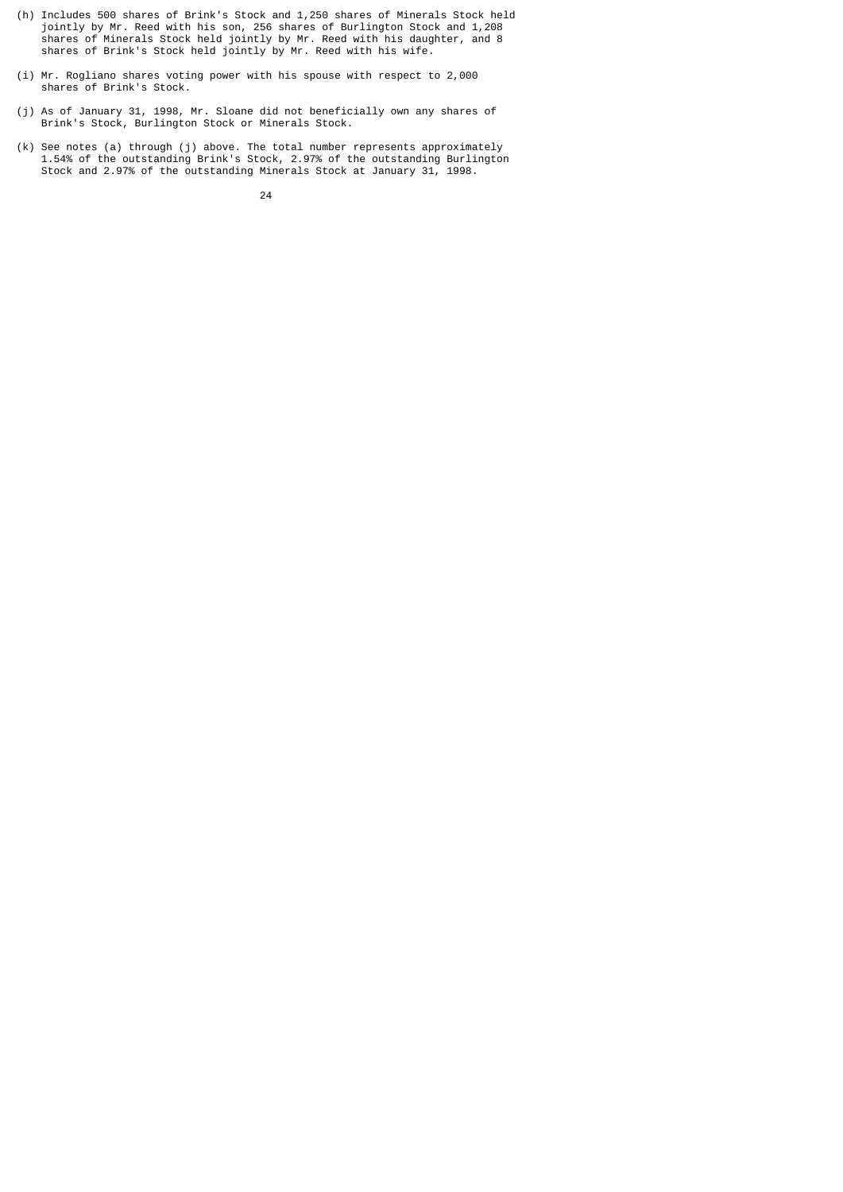(h) Includes 500 shares of Brink's Stock and 1,250 shares of Minerals Stock held jointly by Mr. Reed with his son, 256 shares of Burlington Stock and 1,208 shares of Minerals Stock held jointly by Mr. Reed with his daughter, and 8 shares of Brink's Stock held jointly by Mr. Reed with his wife.

(i) Mr. Rogliano shares voting power with his spouse with respect to 2,000 shares of Brink's Stock.

(j) As of January 31, 1998, Mr. Sloane did not beneficially own any shares of Brink's Stock, Burlington Stock or Minerals Stock.

(k) See notes (a) through (j) above. The total number represents approximately 1.54% of the outstanding Brink's Stock, 2.97% of the outstanding Burlington Stock and 2.97% of the outstanding Minerals Stock at January 31, 1998.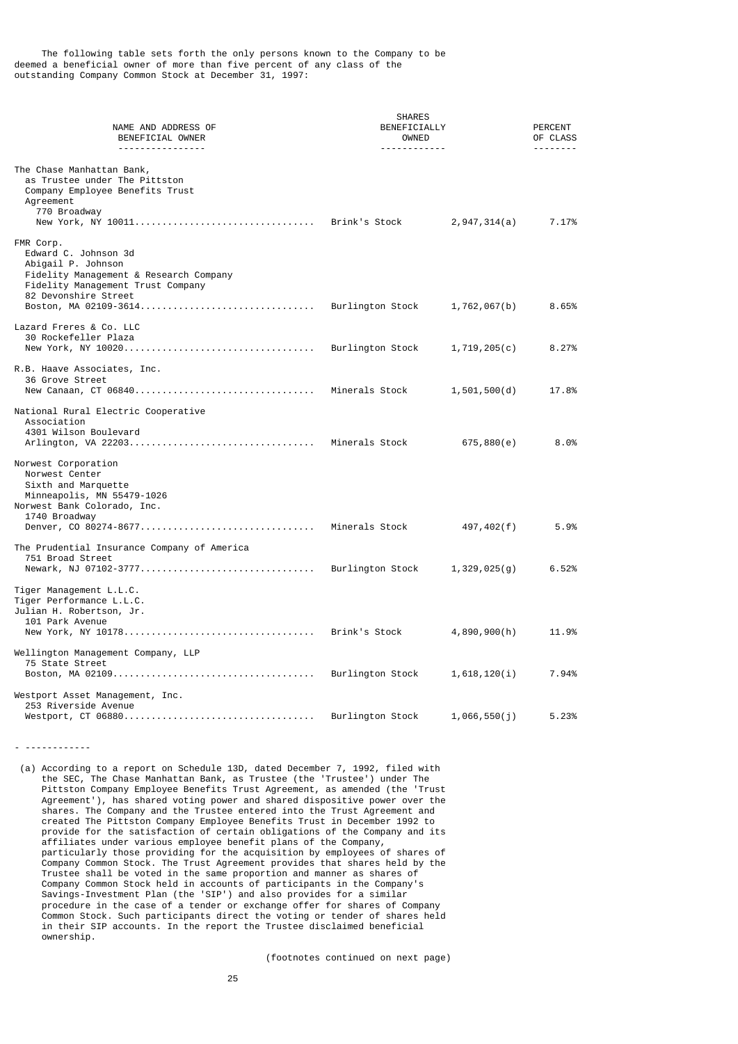The following table sets forth the only persons known to the Company to be deemed a beneficial owner of more than five percent of any class of the outstanding Company Common Stock at December 31, 1997:

| NAME AND ADDRESS OF BENEFICIAL OWNER | SHARES BENEFICIALLY OWNED | | PERCENT OF CLASS |
|---|---|---|---|
| The Chase Manhattan Bank, as Trustee under The Pittston Company Employee Benefits Trust Agreement, 770 Broadway, New York, NY 10011 | Brink's Stock | 2,947,314(a) | 7.17% |
| FMR Corp., Edward C. Johnson 3d, Abigail P. Johnson, Fidelity Management & Research Company, Fidelity Management Trust Company, 82 Devonshire Street, Boston, MA 02109-3614 | Burlington Stock | 1,762,067(b) | 8.65% |
| Lazard Freres & Co. LLC, 30 Rockefeller Plaza, New York, NY 10020 | Burlington Stock | 1,719,205(c) | 8.27% |
| R.B. Haave Associates, Inc., 36 Grove Street, New Canaan, CT 06840 | Minerals Stock | 1,501,500(d) | 17.8% |
| National Rural Electric Cooperative Association, 4301 Wilson Boulevard, Arlington, VA 22203 | Minerals Stock | 675,880(e) | 8.0% |
| Norwest Corporation, Norwest Center, Sixth and Marquette, Minneapolis, MN 55479-1026; Norwest Bank Colorado, Inc., 1740 Broadway, Denver, CO 80274-8677 | Minerals Stock | 497,402(f) | 5.9% |
| The Prudential Insurance Company of America, 751 Broad Street, Newark, NJ 07102-3777 | Burlington Stock | 1,329,025(g) | 6.52% |
| Tiger Management L.L.C., Tiger Performance L.L.C., Julian H. Robertson, Jr., 101 Park Avenue, New York, NY 10178 | Brink's Stock | 4,890,900(h) | 11.9% |
| Wellington Management Company, LLP, 75 State Street, Boston, MA 02109 | Burlington Stock | 1,618,120(i) | 7.94% |
| Westport Asset Management, Inc., 253 Riverside Avenue, Westport, CT 06880 | Burlington Stock | 1,066,550(j) | 5.23% |

- ------------

(a) According to a report on Schedule 13D, dated December 7, 1992, filed with the SEC, The Chase Manhattan Bank, as Trustee (the 'Trustee') under The Pittston Company Employee Benefits Trust Agreement, as amended (the 'Trust Agreement'), has shared voting power and shared dispositive power over the shares. The Company and the Trustee entered into the Trust Agreement and created The Pittston Company Employee Benefits Trust in December 1992 to provide for the satisfaction of certain obligations of the Company and its affiliates under various employee benefit plans of the Company, particularly those providing for the acquisition by employees of shares of Company Common Stock. The Trust Agreement provides that shares held by the Trustee shall be voted in the same proportion and manner as shares of Company Common Stock held in accounts of participants in the Company's Savings-Investment Plan (the 'SIP') and also provides for a similar procedure in the case of a tender or exchange offer for shares of Company Common Stock. Such participants direct the voting or tender of shares held in their SIP accounts. In the report the Trustee disclaimed beneficial ownership.

(footnotes continued on next page)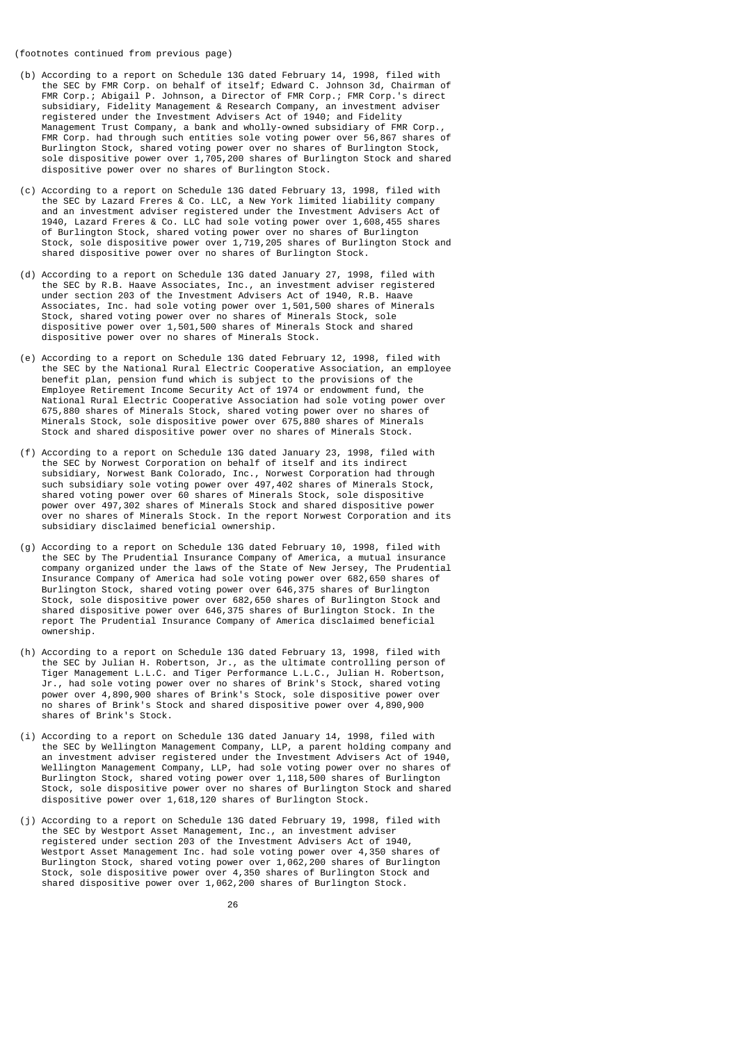(footnotes continued from previous page)

(b) According to a report on Schedule 13G dated February 14, 1998, filed with the SEC by FMR Corp. on behalf of itself; Edward C. Johnson 3d, Chairman of FMR Corp.; Abigail P. Johnson, a Director of FMR Corp.; FMR Corp.'s direct subsidiary, Fidelity Management & Research Company, an investment adviser registered under the Investment Advisers Act of 1940; and Fidelity Management Trust Company, a bank and wholly-owned subsidiary of FMR Corp., FMR Corp. had through such entities sole voting power over 56,867 shares of Burlington Stock, shared voting power over no shares of Burlington Stock, sole dispositive power over 1,705,200 shares of Burlington Stock and shared dispositive power over no shares of Burlington Stock.

(c) According to a report on Schedule 13G dated February 13, 1998, filed with the SEC by Lazard Freres & Co. LLC, a New York limited liability company and an investment adviser registered under the Investment Advisers Act of 1940, Lazard Freres & Co. LLC had sole voting power over 1,608,455 shares of Burlington Stock, shared voting power over no shares of Burlington Stock, sole dispositive power over 1,719,205 shares of Burlington Stock and shared dispositive power over no shares of Burlington Stock.

(d) According to a report on Schedule 13G dated January 27, 1998, filed with the SEC by R.B. Haave Associates, Inc., an investment adviser registered under section 203 of the Investment Advisers Act of 1940, R.B. Haave Associates, Inc. had sole voting power over 1,501,500 shares of Minerals Stock, shared voting power over no shares of Minerals Stock, sole dispositive power over 1,501,500 shares of Minerals Stock and shared dispositive power over no shares of Minerals Stock.

(e) According to a report on Schedule 13G dated February 12, 1998, filed with the SEC by the National Rural Electric Cooperative Association, an employee benefit plan, pension fund which is subject to the provisions of the Employee Retirement Income Security Act of 1974 or endowment fund, the National Rural Electric Cooperative Association had sole voting power over 675,880 shares of Minerals Stock, shared voting power over no shares of Minerals Stock, sole dispositive power over 675,880 shares of Minerals Stock and shared dispositive power over no shares of Minerals Stock.

(f) According to a report on Schedule 13G dated January 23, 1998, filed with the SEC by Norwest Corporation on behalf of itself and its indirect subsidiary, Norwest Bank Colorado, Inc., Norwest Corporation had through such subsidiary sole voting power over 497,402 shares of Minerals Stock, shared voting power over 60 shares of Minerals Stock, sole dispositive power over 497,302 shares of Minerals Stock and shared dispositive power over no shares of Minerals Stock. In the report Norwest Corporation and its subsidiary disclaimed beneficial ownership.

(g) According to a report on Schedule 13G dated February 10, 1998, filed with the SEC by The Prudential Insurance Company of America, a mutual insurance company organized under the laws of the State of New Jersey, The Prudential Insurance Company of America had sole voting power over 682,650 shares of Burlington Stock, shared voting power over 646,375 shares of Burlington Stock, sole dispositive power over 682,650 shares of Burlington Stock and shared dispositive power over 646,375 shares of Burlington Stock. In the report The Prudential Insurance Company of America disclaimed beneficial ownership.

(h) According to a report on Schedule 13G dated February 13, 1998, filed with the SEC by Julian H. Robertson, Jr., as the ultimate controlling person of Tiger Management L.L.C. and Tiger Performance L.L.C., Julian H. Robertson, Jr., had sole voting power over no shares of Brink's Stock, shared voting power over 4,890,900 shares of Brink's Stock, sole dispositive power over no shares of Brink's Stock and shared dispositive power over 4,890,900 shares of Brink's Stock.

(i) According to a report on Schedule 13G dated January 14, 1998, filed with the SEC by Wellington Management Company, LLP, a parent holding company and an investment adviser registered under the Investment Advisers Act of 1940, Wellington Management Company, LLP, had sole voting power over no shares of Burlington Stock, shared voting power over 1,118,500 shares of Burlington Stock, sole dispositive power over no shares of Burlington Stock and shared dispositive power over 1,618,120 shares of Burlington Stock.

(j) According to a report on Schedule 13G dated February 19, 1998, filed with the SEC by Westport Asset Management, Inc., an investment adviser registered under section 203 of the Investment Advisers Act of 1940, Westport Asset Management Inc. had sole voting power over 4,350 shares of Burlington Stock, shared voting power over 1,062,200 shares of Burlington Stock, sole dispositive power over 4,350 shares of Burlington Stock and shared dispositive power over 1,062,200 shares of Burlington Stock.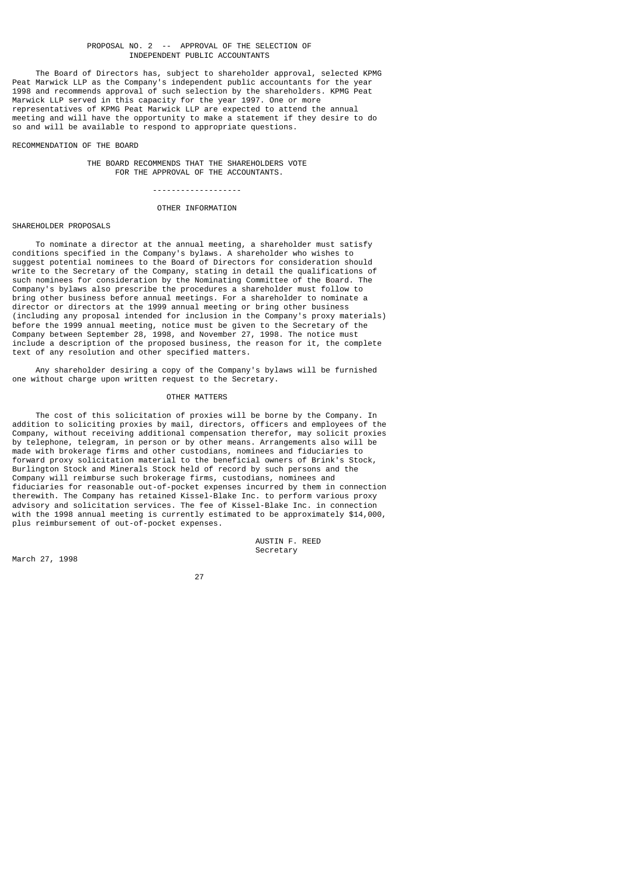## PROPOSAL NO. 2 -- APPROVAL OF THE SELECTION OF INDEPENDENT PUBLIC ACCOUNTANTS

The Board of Directors has, subject to shareholder approval, selected KPMG Peat Marwick LLP as the Company's independent public accountants for the year 1998 and recommends approval of such selection by the shareholders. KPMG Peat Marwick LLP served in this capacity for the year 1997. One or more representatives of KPMG Peat Marwick LLP are expected to attend the annual meeting and will have the opportunity to make a statement if they desire to do so and will be available to respond to appropriate questions.

### RECOMMENDATION OF THE BOARD

**THE BOARD RECOMMENDS THAT THE SHAREHOLDERS VOTE FOR THE APPROVAL OF THE ACCOUNTANTS.**

---

## OTHER INFORMATION

### SHAREHOLDER PROPOSALS

To nominate a director at the annual meeting, a shareholder must satisfy conditions specified in the Company's bylaws. A shareholder who wishes to suggest potential nominees to the Board of Directors for consideration should write to the Secretary of the Company, stating in detail the qualifications of such nominees for consideration by the Nominating Committee of the Board. The Company's bylaws also prescribe the procedures a shareholder must follow to bring other business before annual meetings. For a shareholder to nominate a director or directors at the 1999 annual meeting or bring other business (including any proposal intended for inclusion in the Company's proxy materials) before the 1999 annual meeting, notice must be given to the Secretary of the Company between September 28, 1998, and November 27, 1998. The notice must include a description of the proposed business, the reason for it, the complete text of any resolution and other specified matters.

Any shareholder desiring a copy of the Company's bylaws will be furnished one without charge upon written request to the Secretary.

## OTHER MATTERS

The cost of this solicitation of proxies will be borne by the Company. In addition to soliciting proxies by mail, directors, officers and employees of the Company, without receiving additional compensation therefor, may solicit proxies by telephone, telegram, in person or by other means. Arrangements also will be made with brokerage firms and other custodians, nominees and fiduciaries to forward proxy solicitation material to the beneficial owners of Brink's Stock, Burlington Stock and Minerals Stock held of record by such persons and the Company will reimburse such brokerage firms, custodians, nominees and fiduciaries for reasonable out-of-pocket expenses incurred by them in connection therewith. The Company has retained Kissel-Blake Inc. to perform various proxy advisory and solicitation services. The fee of Kissel-Blake Inc. in connection with the 1998 annual meeting is currently estimated to be approximately $14,000, plus reimbursement of out-of-pocket expenses.

AUSTIN F. REED
Secretary

March 27, 1998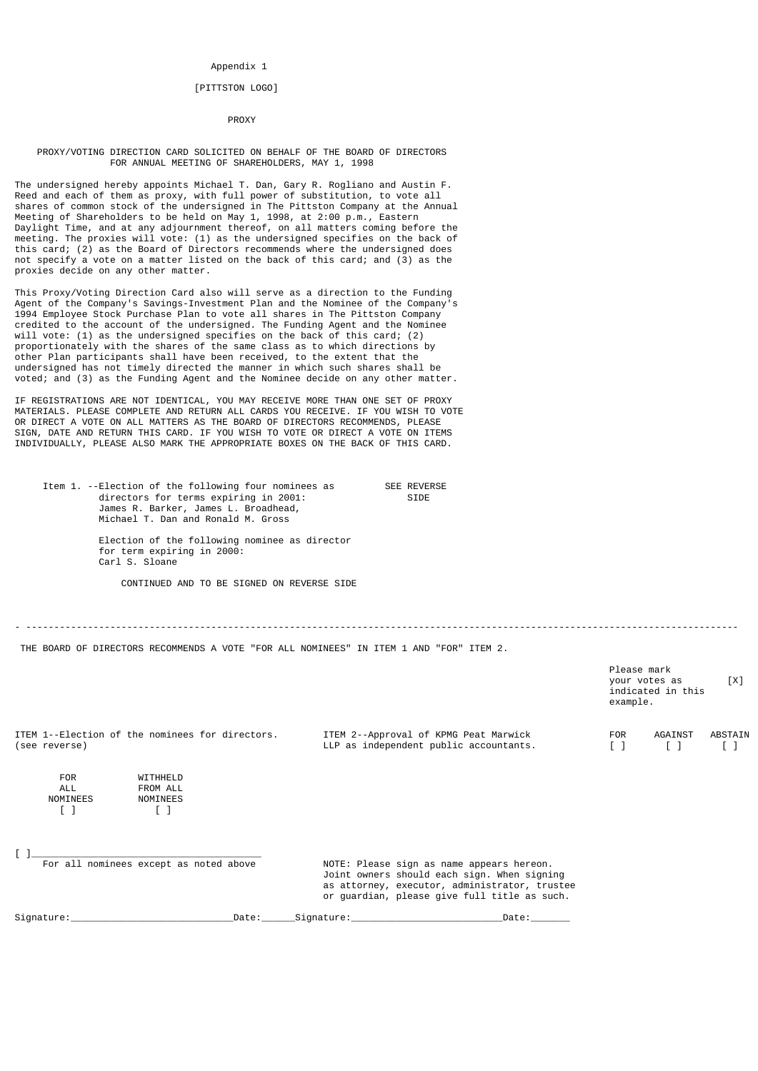Appendix 1

[PITTSTON LOGO]

PROXY

PROXY/VOTING DIRECTION CARD SOLICITED ON BEHALF OF THE BOARD OF DIRECTORS
FOR ANNUAL MEETING OF SHAREHOLDERS, MAY 1, 1998

The undersigned hereby appoints Michael T. Dan, Gary R. Rogliano and Austin F. Reed and each of them as proxy, with full power of substitution, to vote all shares of common stock of the undersigned in The Pittston Company at the Annual Meeting of Shareholders to be held on May 1, 1998, at 2:00 p.m., Eastern Daylight Time, and at any adjournment thereof, on all matters coming before the meeting. The proxies will vote: (1) as the undersigned specifies on the back of this card; (2) as the Board of Directors recommends where the undersigned does not specify a vote on a matter listed on the back of this card; and (3) as the proxies decide on any other matter.

This Proxy/Voting Direction Card also will serve as a direction to the Funding Agent of the Company's Savings-Investment Plan and the Nominee of the Company's 1994 Employee Stock Purchase Plan to vote all shares in The Pittston Company credited to the account of the undersigned. The Funding Agent and the Nominee will vote: (1) as the undersigned specifies on the back of this card; (2) proportionately with the shares of the same class as to which directions by other Plan participants shall have been received, to the extent that the undersigned has not timely directed the manner in which such shares shall be voted; and (3) as the Funding Agent and the Nominee decide on any other matter.

IF REGISTRATIONS ARE NOT IDENTICAL, YOU MAY RECEIVE MORE THAN ONE SET OF PROXY MATERIALS. PLEASE COMPLETE AND RETURN ALL CARDS YOU RECEIVE. IF YOU WISH TO VOTE OR DIRECT A VOTE ON ALL MATTERS AS THE BOARD OF DIRECTORS RECOMMENDS, PLEASE SIGN, DATE AND RETURN THIS CARD. IF YOU WISH TO VOTE OR DIRECT A VOTE ON ITEMS INDIVIDUALLY, PLEASE ALSO MARK THE APPROPRIATE BOXES ON THE BACK OF THIS CARD.

Item 1. --Election of the following four nominees as directors for terms expiring in 2001: James R. Barker, James L. Broadhead, Michael T. Dan and Ronald M. Gross

Election of the following nominee as director for term expiring in 2000: Carl S. Sloane

SEE REVERSE SIDE

CONTINUED AND TO BE SIGNED ON REVERSE SIDE

---

THE BOARD OF DIRECTORS RECOMMENDS A VOTE "FOR ALL NOMINEES" IN ITEM 1 AND "FOR" ITEM 2.

Please mark your votes as indicated in this example. [X]

ITEM 1--Election of the nominees for directors. (see reverse)

| FOR ALL NOMINEES | WITHHELD FROM ALL NOMINEES |
|---|---|
| [ ] | [ ] |

[ ]________________________________________
For all nominees except as noted above

ITEM 2--Approval of KPMG Peat Marwick LLP as independent public accountants.

| FOR | AGAINST | ABSTAIN |
|---|---|---|
| [ ] | [ ] | [ ] |

NOTE: Please sign as name appears hereon. Joint owners should each sign. When signing as attorney, executor, administrator, trustee or guardian, please give full title as such.

Signature:____________________________Date:______Signature:__________________________Date:_______